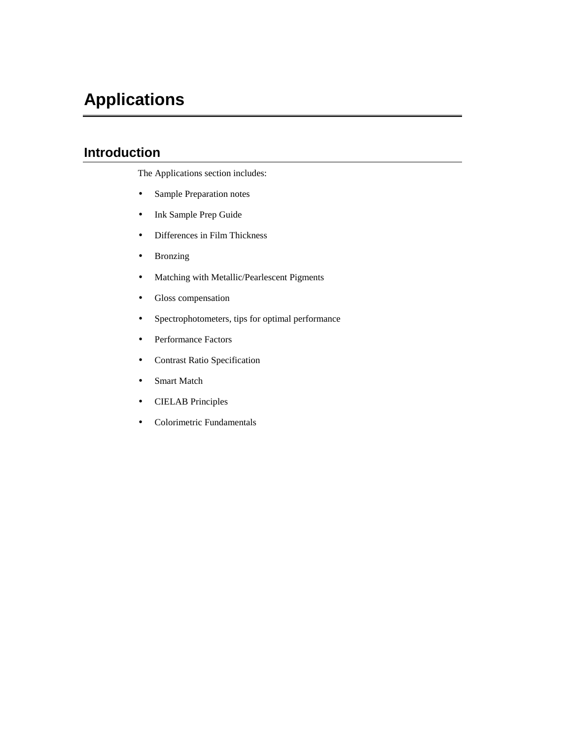# Applications

## Introduction

The Applications section includes:

- Sample Preparation notes
- Ink Sample Prep Guide
- Differences in Film Thickness
- Bronzing
- Matching with Metallic/Pearlescent Pigments
- Gloss compensation
- Spectrophotometers, tips for optimal performance
- Performance Factors
- Contrast Ratio Specification
- Smart Match
- CIELAB Principles
- Colorimetric Fundamentals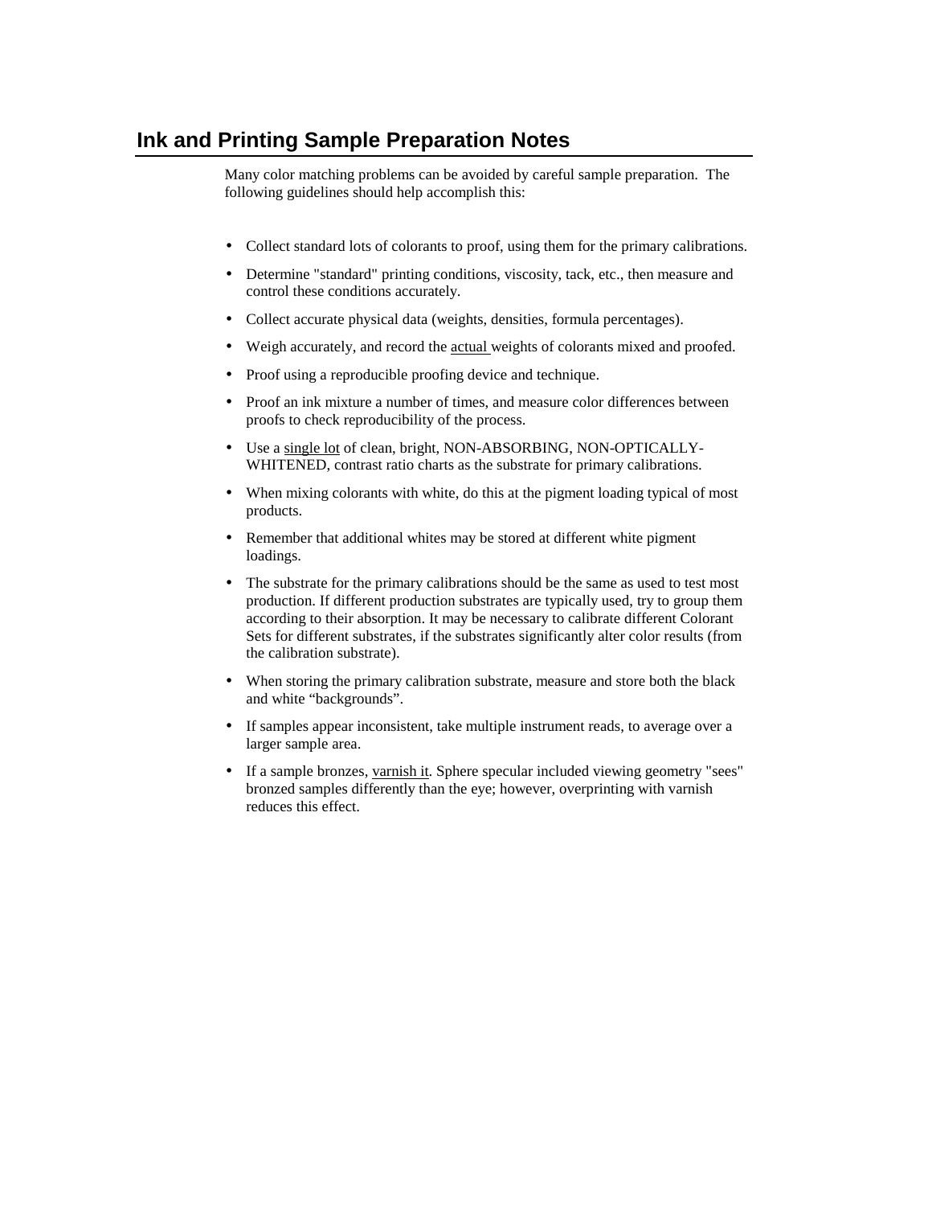## Ink and Printing Sample Preparation Notes

Many color matching problems can be avoided by careful sample preparation. The following guidelines should help accomplish this:

- Collect standard lots of colorants to proof, using them for the primary calibrations.
- Determine "standard" printing conditions, viscosity, tack, etc., then measure and control these conditions accurately.
- Collect accurate physical data (weights, densities, formula percentages).
- Weigh accurately, and record the actual weights of colorants mixed and proofed.
- Proof using a reproducible proofing device and technique.
- Proof an ink mixture a number of times, and measure color differences between proofs to check reproducibility of the process.
- Use a single lot of clean, bright, NON-ABSORBING, NON-OPTICALLY-WHITENED, contrast ratio charts as the substrate for primary calibrations.
- When mixing colorants with white, do this at the pigment loading typical of most products.
- Remember that additional whites may be stored at different white pigment loadings.
- The substrate for the primary calibrations should be the same as used to test most production. If different production substrates are typically used, try to group them according to their absorption. It may be necessary to calibrate different Colorant Sets for different substrates, if the substrates significantly alter color results (from the calibration substrate).
- When storing the primary calibration substrate, measure and store both the black and white “backgrounds”.
- If samples appear inconsistent, take multiple instrument reads, to average over a larger sample area.
- If a sample bronzes, varnish it. Sphere specular included viewing geometry "sees" bronzed samples differently than the eye; however, overprinting with varnish reduces this effect.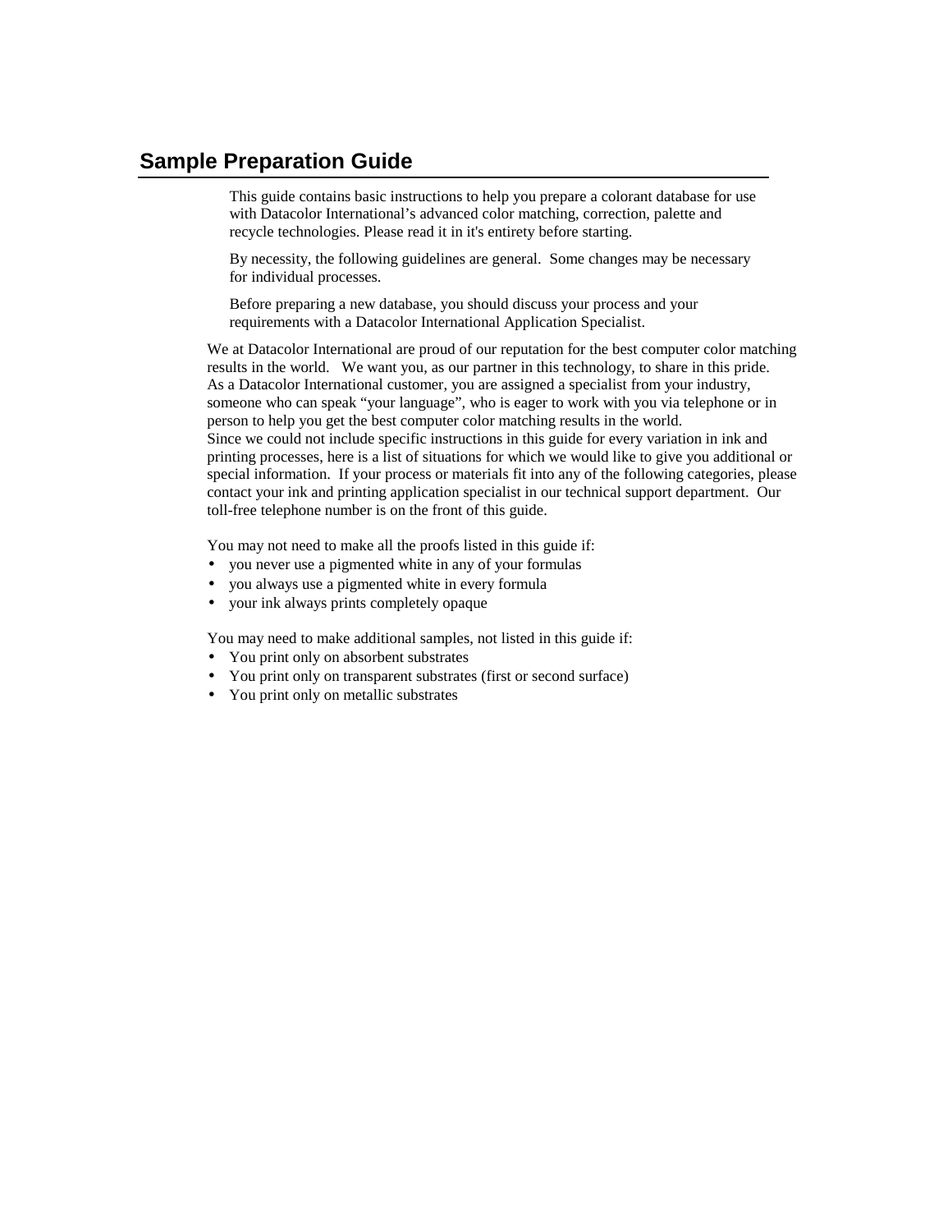## Sample Preparation Guide

This guide contains basic instructions to help you prepare a colorant database for use with Datacolor International's advanced color matching, correction, palette and recycle technologies. Please read it in it's entirety before starting.

By necessity, the following guidelines are general. Some changes may be necessary for individual processes.

Before preparing a new database, you should discuss your process and your requirements with a Datacolor International Application Specialist.

We at Datacolor International are proud of our reputation for the best computer color matching results in the world. We want you, as our partner in this technology, to share in this pride. As a Datacolor International customer, you are assigned a specialist from your industry, someone who can speak "your language", who is eager to work with you via telephone or in person to help you get the best computer color matching results in the world.
Since we could not include specific instructions in this guide for every variation in ink and printing processes, here is a list of situations for which we would like to give you additional or special information. If your process or materials fit into any of the following categories, please contact your ink and printing application specialist in our technical support department. Our toll-free telephone number is on the front of this guide.

You may not need to make all the proofs listed in this guide if:

- you never use a pigmented white in any of your formulas
- you always use a pigmented white in every formula
- your ink always prints completely opaque

You may need to make additional samples, not listed in this guide if:

- You print only on absorbent substrates
- You print only on transparent substrates (first or second surface)
- You print only on metallic substrates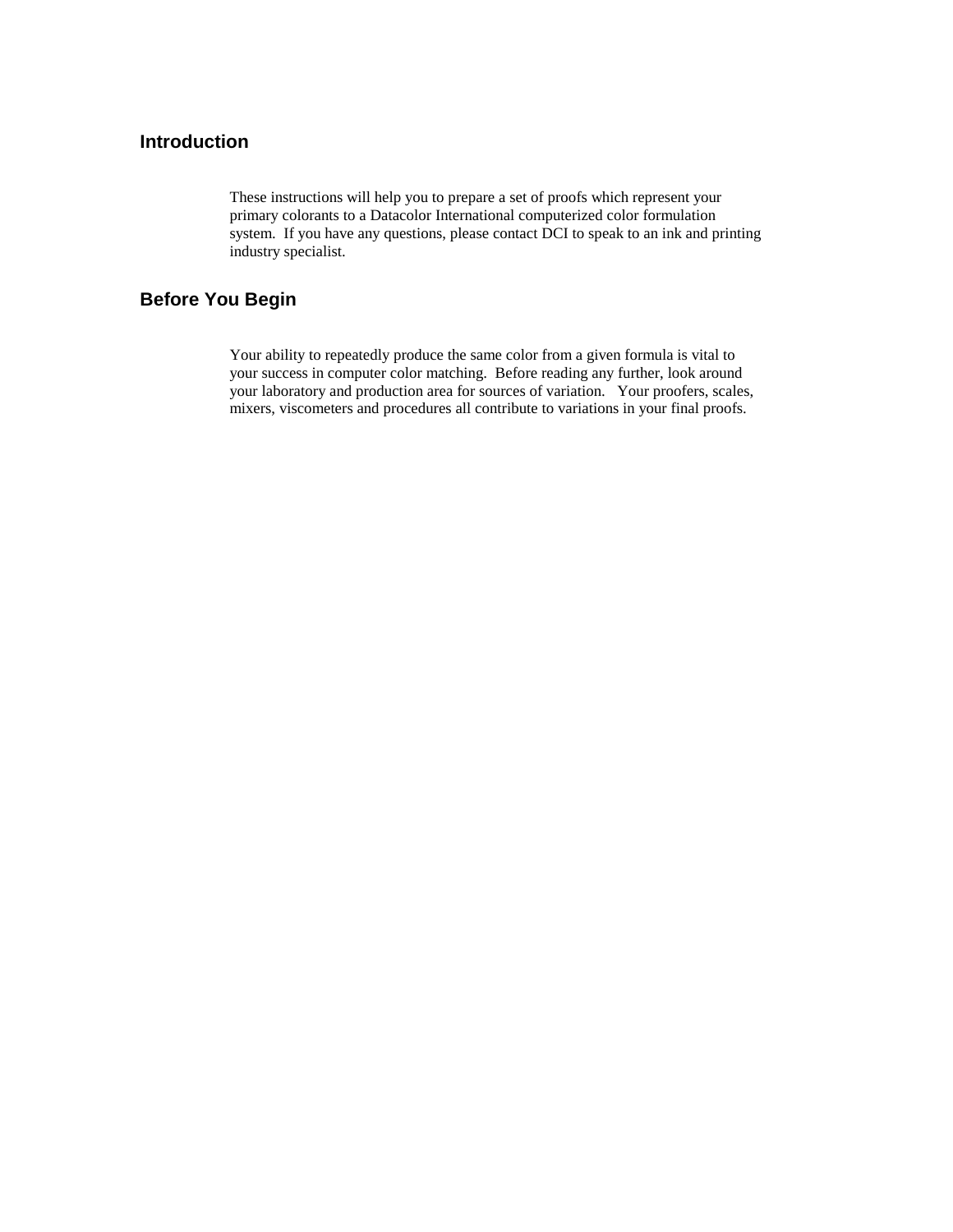## Introduction

These instructions will help you to prepare a set of proofs which represent your primary colorants to a Datacolor International computerized color formulation system. If you have any questions, please contact DCI to speak to an ink and printing industry specialist.

## Before You Begin

Your ability to repeatedly produce the same color from a given formula is vital to your success in computer color matching. Before reading any further, look around your laboratory and production area for sources of variation. Your proofers, scales, mixers, viscometers and procedures all contribute to variations in your final proofs.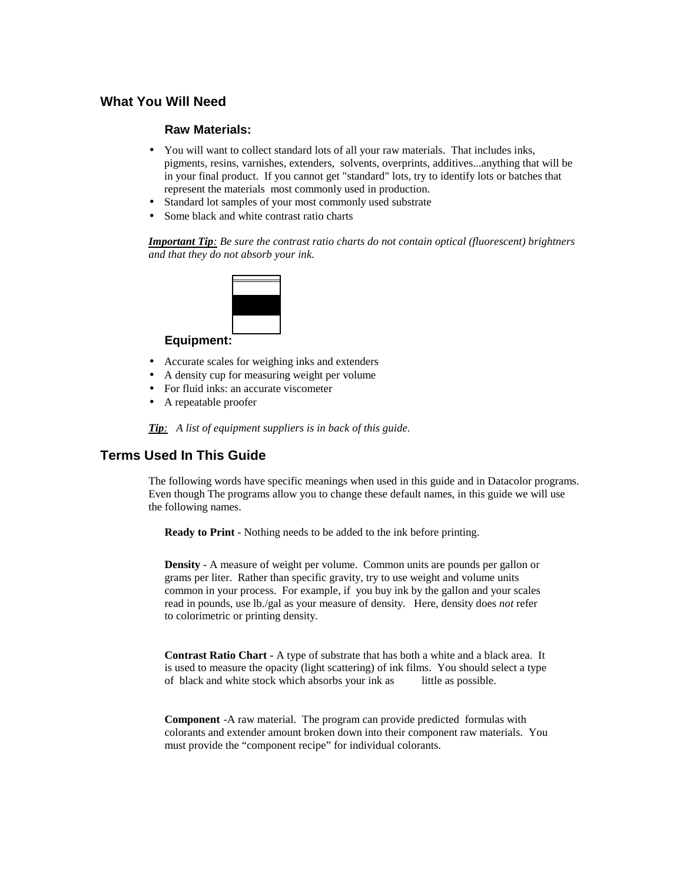## What You Will Need

### Raw Materials:

- You will want to collect standard lots of all your raw materials. That includes inks, pigments, resins, varnishes, extenders, solvents, overprints, additives...anything that will be in your final product. If you cannot get "standard" lots, try to identify lots or batches that represent the materials most commonly used in production.
- Standard lot samples of your most commonly used substrate
- Some black and white contrast ratio charts

***Important Tip**: Be sure the contrast ratio charts do not contain optical (fluorescent) brightners and that they do not absorb your ink.*

### Equipment:

- Accurate scales for weighing inks and extenders
- A density cup for measuring weight per volume
- For fluid inks: an accurate viscometer
- A repeatable proofer

***Tip**: A list of equipment suppliers is in back of this guide.*

## Terms Used In This Guide

The following words have specific meanings when used in this guide and in Datacolor programs. Even though The programs allow you to change these default names, in this guide we will use the following names.

**Ready to Print** - Nothing needs to be added to the ink before printing.

**Density** - A measure of weight per volume. Common units are pounds per gallon or grams per liter. Rather than specific gravity, try to use weight and volume units common in your process. For example, if you buy ink by the gallon and your scales read in pounds, use lb./gal as your measure of density. Here, density does *not* refer to colorimetric or printing density.

**Contrast Ratio Chart -** A type of substrate that has both a white and a black area. It is used to measure the opacity (light scattering) of ink films. You should select a type of black and white stock which absorbs your ink as little as possible.

**Component** -A raw material. The program can provide predicted formulas with colorants and extender amount broken down into their component raw materials. You must provide the "component recipe" for individual colorants.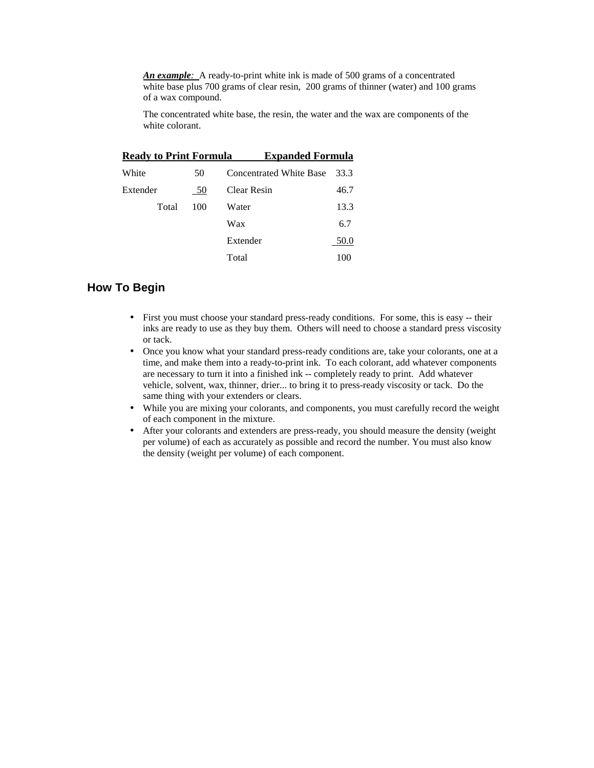***An example***: A ready-to-print white ink is made of 500 grams of a concentrated white base plus 700 grams of clear resin, 200 grams of thinner (water) and 100 grams of a wax compound.

The concentrated white base, the resin, the water and the wax are components of the white colorant.

| **Ready to Print Formula** | | **Expanded Formula** | |
|---|---|---|---|
| White | 50 | Concentrated White Base | 33.3 |
| Extender | 50 | Clear Resin | 46.7 |
| Total | 100 | Water | 13.3 |
| | | Wax | 6.7 |
| | | Extender | 50.0 |
| | | Total | 100 |

## How To Begin

- First you must choose your standard press-ready conditions. For some, this is easy -- their inks are ready to use as they buy them. Others will need to choose a standard press viscosity or tack.
- Once you know what your standard press-ready conditions are, take your colorants, one at a time, and make them into a ready-to-print ink. To each colorant, add whatever components are necessary to turn it into a finished ink -- completely ready to print. Add whatever vehicle, solvent, wax, thinner, drier... to bring it to press-ready viscosity or tack. Do the same thing with your extenders or clears.
- While you are mixing your colorants, and components, you must carefully record the weight of each component in the mixture.
- After your colorants and extenders are press-ready, you should measure the density (weight per volume) of each as accurately as possible and record the number. You must also know the density (weight per volume) of each component.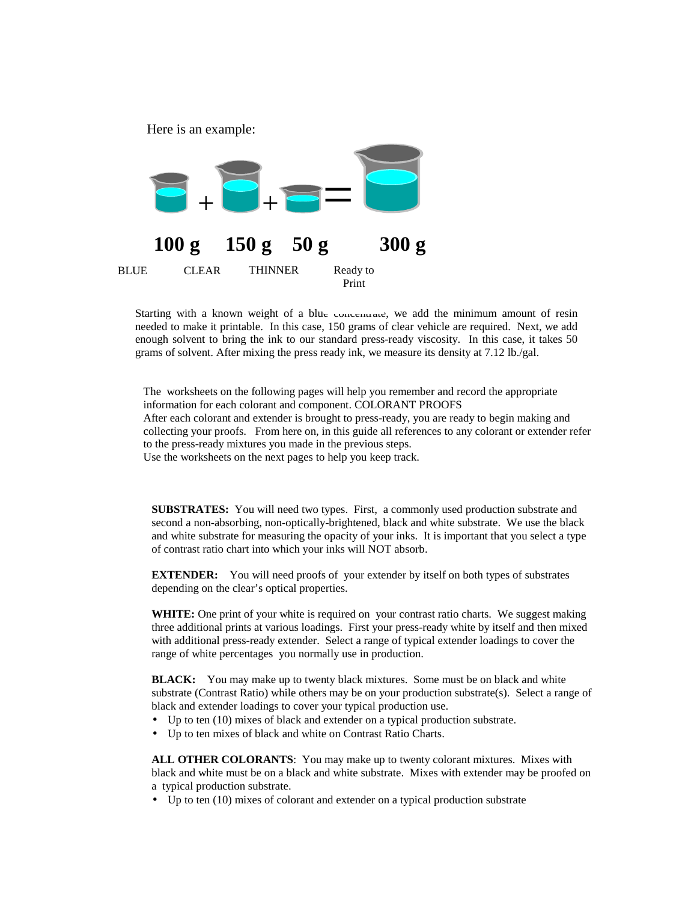Here is an example:

| 100 g | + | 150 g | + | 50 g | = | 300 g |
|---|---|---|---|---|---|---|
| BLUE | | CLEAR | | THINNER | | Ready to Print |

Starting with a known weight of a blue concentrate, we add the minimum amount of resin needed to make it printable. In this case, 150 grams of clear vehicle are required. Next, we add enough solvent to bring the ink to our standard press-ready viscosity. In this case, it takes 50 grams of solvent. After mixing the press ready ink, we measure its density at 7.12 lb./gal.

The worksheets on the following pages will help you remember and record the appropriate information for each colorant and component. COLORANT PROOFS

After each colorant and extender is brought to press-ready, you are ready to begin making and collecting your proofs. From here on, in this guide all references to any colorant or extender refer to the press-ready mixtures you made in the previous steps.

Use the worksheets on the next pages to help you keep track.

**SUBSTRATES:** You will need two types. First, a commonly used production substrate and second a non-absorbing, non-optically-brightened, black and white substrate. We use the black and white substrate for measuring the opacity of your inks. It is important that you select a type of contrast ratio chart into which your inks will NOT absorb.

**EXTENDER:** You will need proofs of your extender by itself on both types of substrates depending on the clear's optical properties.

**WHITE:** One print of your white is required on your contrast ratio charts. We suggest making three additional prints at various loadings. First your press-ready white by itself and then mixed with additional press-ready extender. Select a range of typical extender loadings to cover the range of white percentages you normally use in production.

**BLACK:** You may make up to twenty black mixtures. Some must be on black and white substrate (Contrast Ratio) while others may be on your production substrate(s). Select a range of black and extender loadings to cover your typical production use.

- Up to ten (10) mixes of black and extender on a typical production substrate.
- Up to ten mixes of black and white on Contrast Ratio Charts.

**ALL OTHER COLORANTS**: You may make up to twenty colorant mixtures. Mixes with black and white must be on a black and white substrate. Mixes with extender may be proofed on a typical production substrate.

- Up to ten (10) mixes of colorant and extender on a typical production substrate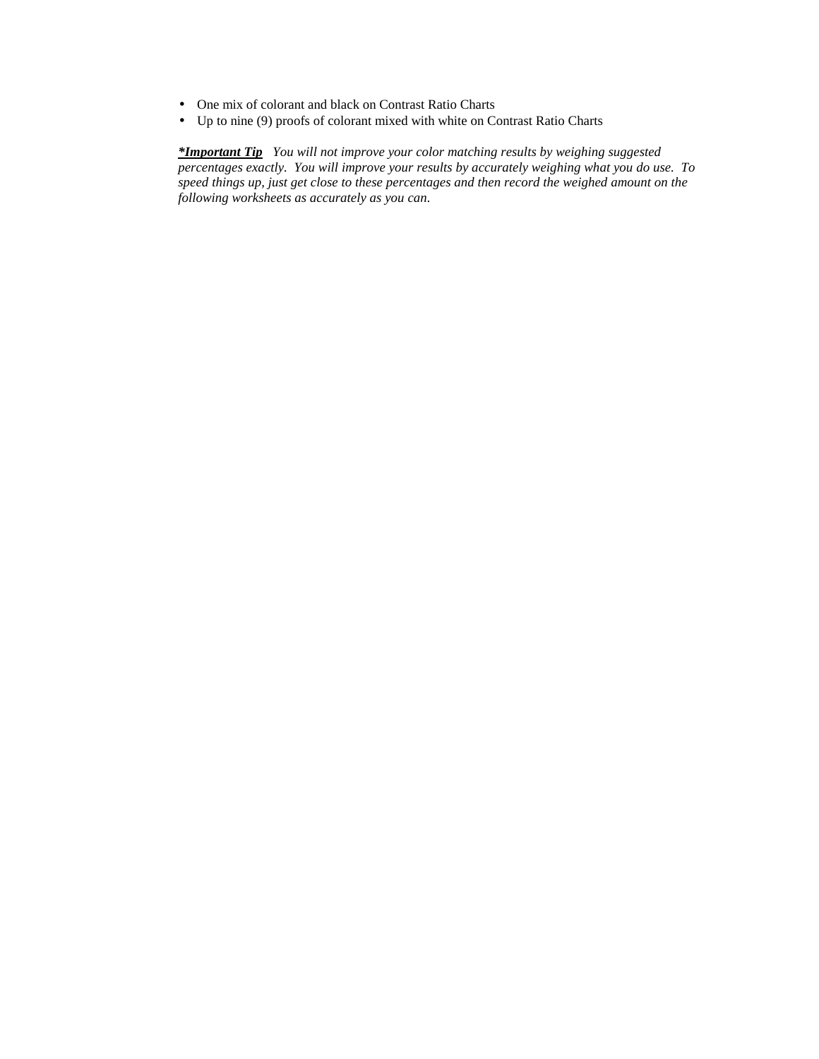- One mix of colorant and black on Contrast Ratio Charts
- Up to nine (9) proofs of colorant mixed with white on Contrast Ratio Charts

***Important Tip*** *You will not improve your color matching results by weighing suggested percentages exactly. You will improve your results by accurately weighing what you do use. To speed things up, just get close to these percentages and then record the weighed amount on the following worksheets as accurately as you can.*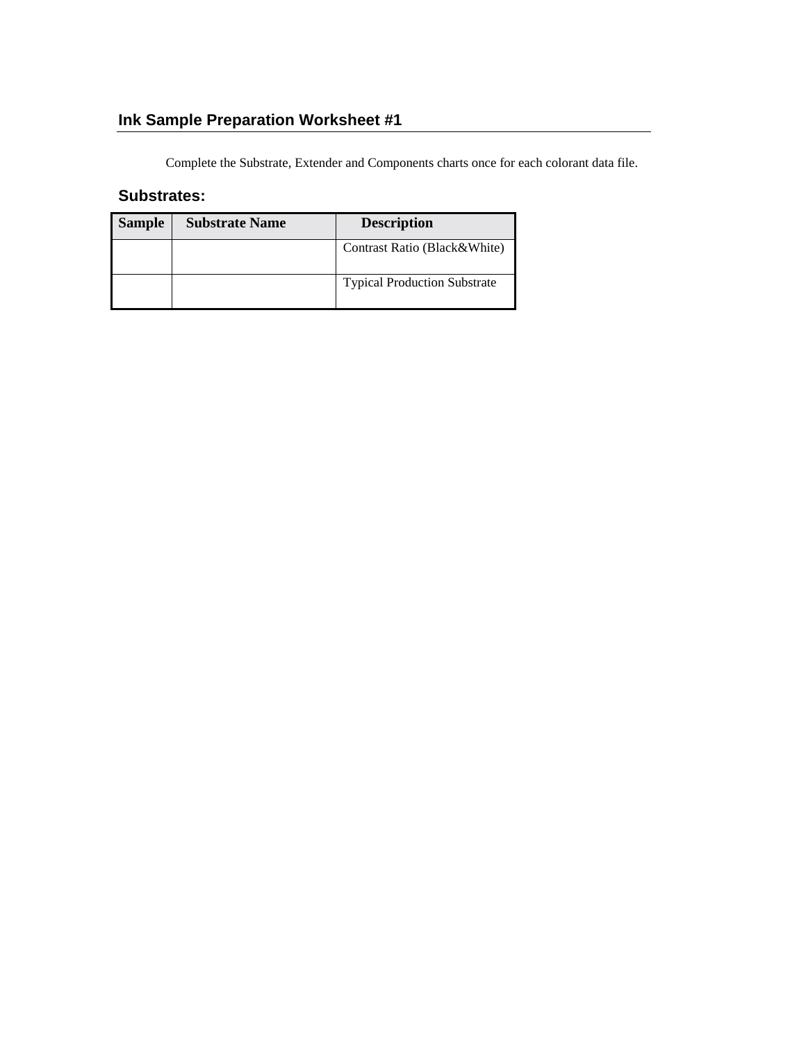## Ink Sample Preparation Worksheet #1

Complete the Substrate, Extender and Components charts once for each colorant data file.

### Substrates:

| Sample | Substrate Name | Description |
|---|---|---|
| | | Contrast Ratio (Black&White) |
| | | Typical Production Substrate |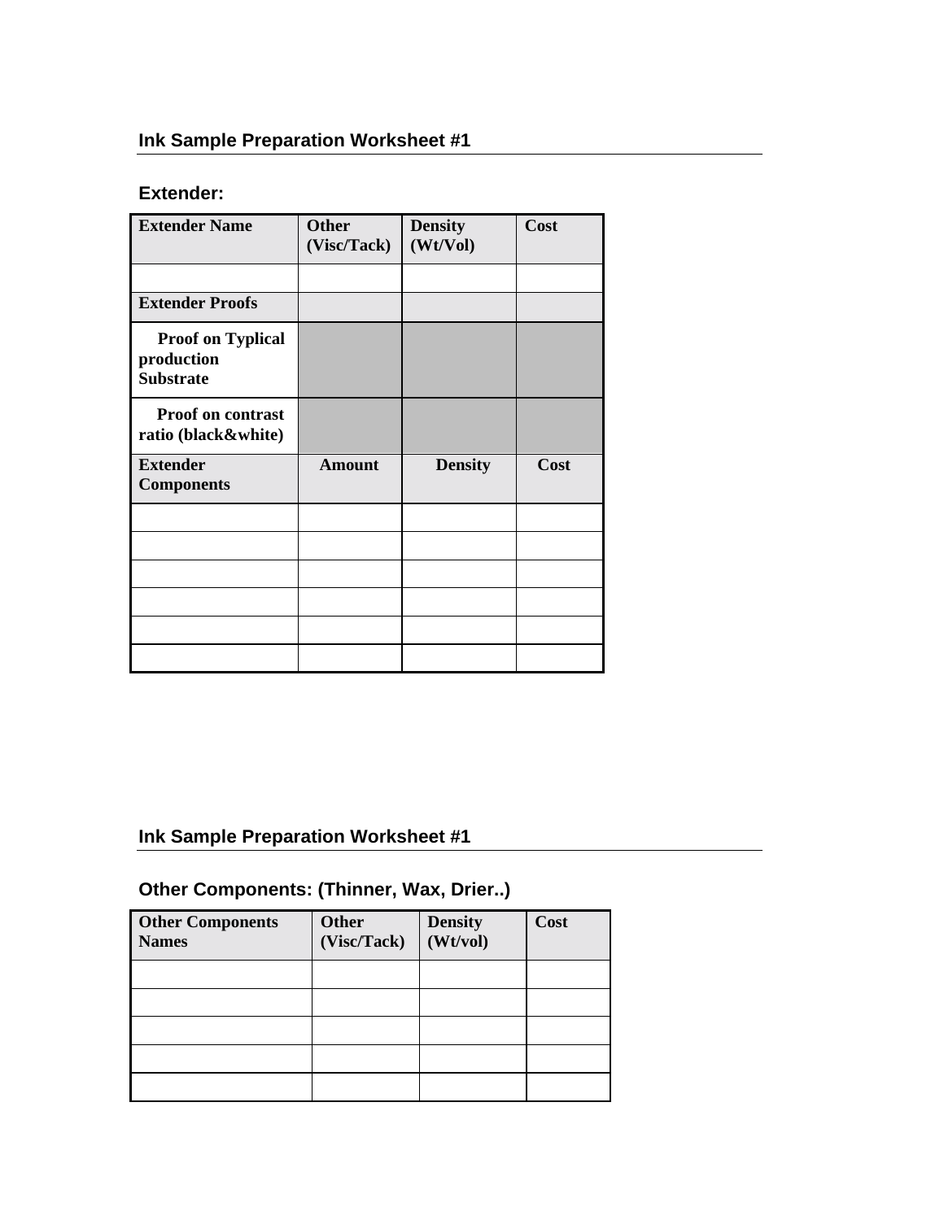## Ink Sample Preparation Worksheet #1

### Extender:

| **Extender Name** | **Other (Visc/Tack)** | **Density (Wt/Vol)** | **Cost** |
|---|---|---|---|
| | | | |
| **Extender Proofs** | | | |
| **Proof on Typical production Substrate** | | | |
| **Proof on contrast ratio (black&white)** | | | |
| **Extender Components** | **Amount** | **Density** | **Cost** |
| | | | |
| | | | |
| | | | |
| | | | |
| | | | |
| | | | |

## Ink Sample Preparation Worksheet #1

### Other Components: (Thinner, Wax, Drier..)

| **Other Components Names** | **Other (Visc/Tack)** | **Density (Wt/vol)** | **Cost** |
|---|---|---|---|
| | | | |
| | | | |
| | | | |
| | | | |
| | | | |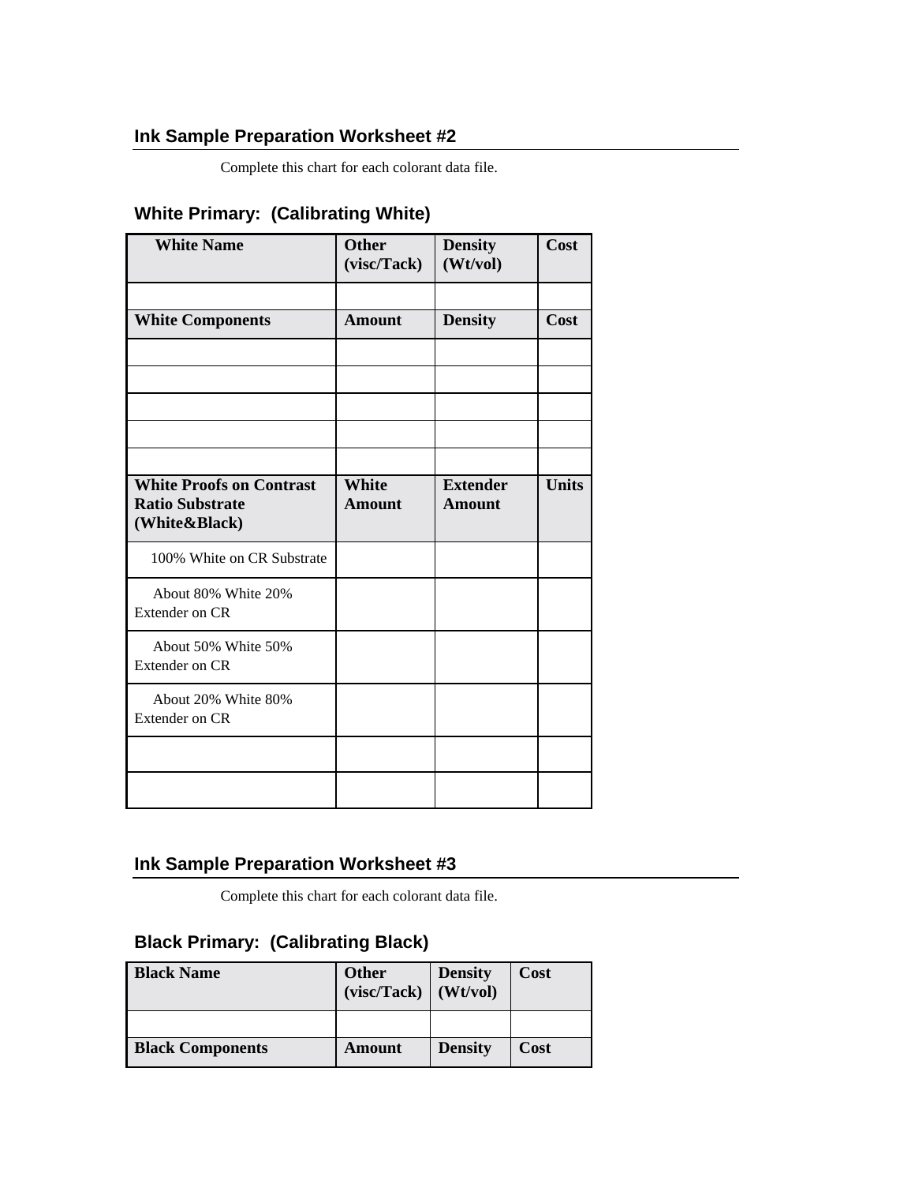## Ink Sample Preparation Worksheet #2

Complete this chart for each colorant data file.

### White Primary: (Calibrating White)

| White Name | Other (visc/Tack) | Density (Wt/vol) | Cost |
|---|---|---|---|
| | | | |
| **White Components** | **Amount** | **Density** | **Cost** |
| | | | |
| | | | |
| | | | |
| | | | |
| | | | |
| **White Proofs on Contrast Ratio Substrate (White&Black)** | **White Amount** | **Extender Amount** | **Units** |
| 100% White on CR Substrate | | | |
| About 80% White 20% Extender on CR | | | |
| About 50% White 50% Extender on CR | | | |
| About 20% White 80% Extender on CR | | | |
| | | | |
| | | | |

## Ink Sample Preparation Worksheet #3

Complete this chart for each colorant data file.

### Black Primary: (Calibrating Black)

| Black Name | Other (visc/Tack) | Density (Wt/vol) | Cost |
|---|---|---|---|
| | | | |
| **Black Components** | **Amount** | **Density** | **Cost** |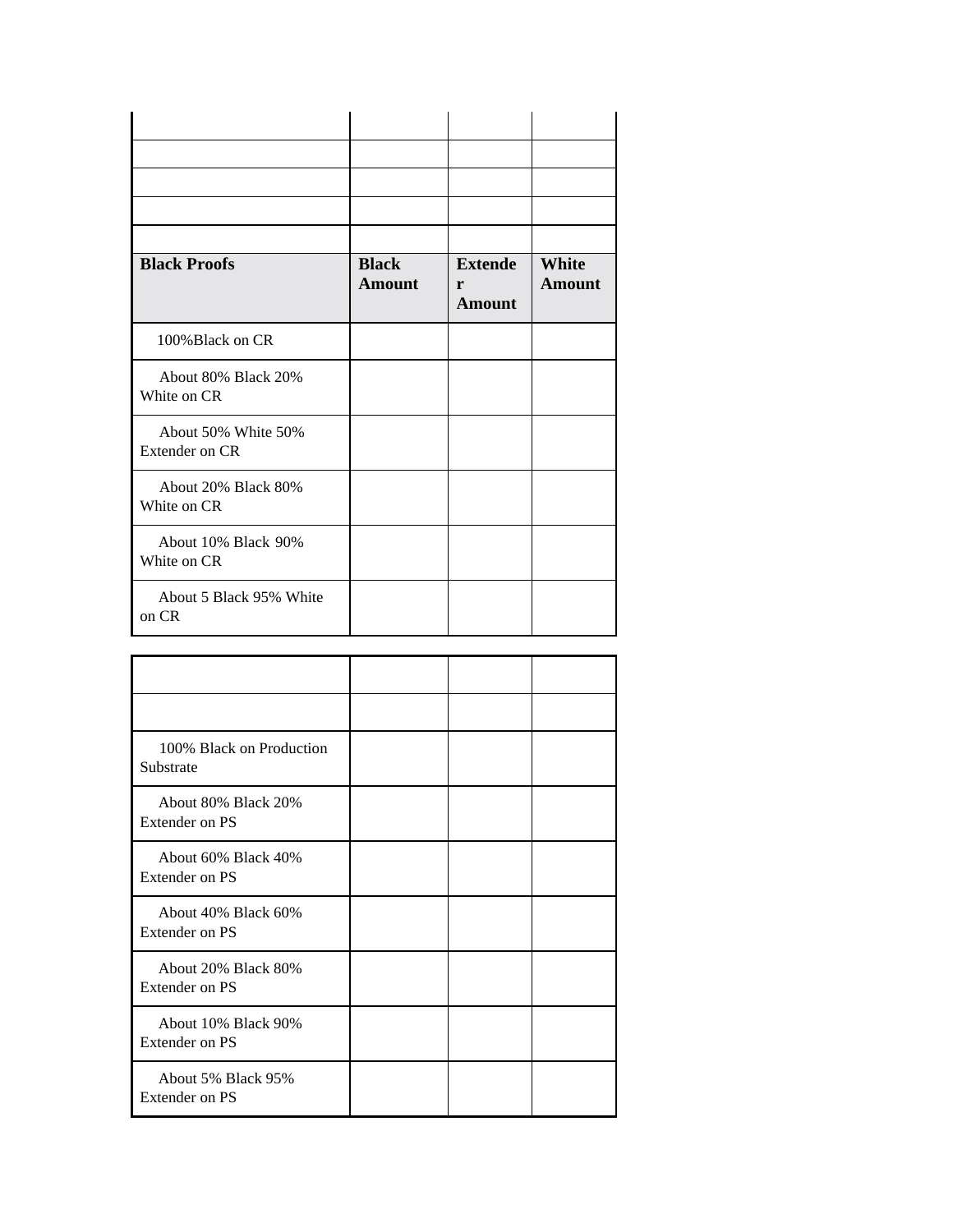| | | | |
|---|---|---|---|
| | | | |
| | | | |
| | | | |
| | | | |
| | | | |
| **Black Proofs** | **Black Amount** | **Extender Amount** | **White Amount** |
| 100%Black on CR | | | |
| About 80% Black 20% White on CR | | | |
| About 50% White 50% Extender on CR | | | |
| About 20% Black 80% White on CR | | | |
| About 10% Black 90% White on CR | | | |
| About 5 Black 95% White on CR | | | |

| | | | |
|---|---|---|---|
| | | | |
| | | | |
| 100% Black on Production Substrate | | | |
| About 80% Black 20% Extender on PS | | | |
| About 60% Black 40% Extender on PS | | | |
| About 40% Black 60% Extender on PS | | | |
| About 20% Black 80% Extender on PS | | | |
| About 10% Black 90% Extender on PS | | | |
| About 5% Black 95% Extender on PS | | | |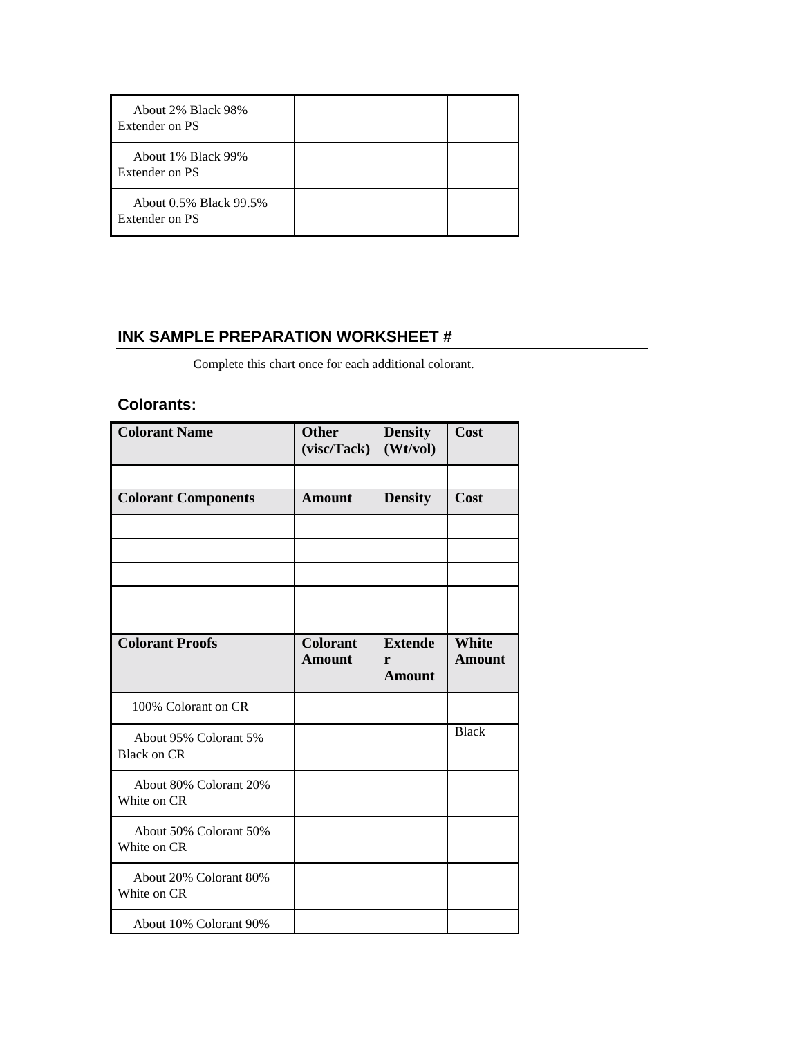| | | | |
|---|---|---|---|
| About 2% Black 98% Extender on PS | | | |
| About 1% Black 99% Extender on PS | | | |
| About 0.5% Black 99.5% Extender on PS | | | |

## INK SAMPLE PREPARATION WORKSHEET #

Complete this chart once for each additional colorant.

### Colorants:

| **Colorant Name** | **Other (visc/Tack)** | **Density (Wt/vol)** | **Cost** |
|---|---|---|---|
| | | | |
| **Colorant Components** | **Amount** | **Density** | **Cost** |
| | | | |
| | | | |
| | | | |
| | | | |
| | | | |
| **Colorant Proofs** | **Colorant Amount** | **Extender Amount** | **White Amount** |
| 100% Colorant on CR | | | |
| About 95% Colorant 5% Black on CR | | | Black |
| About 80% Colorant 20% White on CR | | | |
| About 50% Colorant 50% White on CR | | | |
| About 20% Colorant 80% White on CR | | | |
| About 10% Colorant 90% | | | |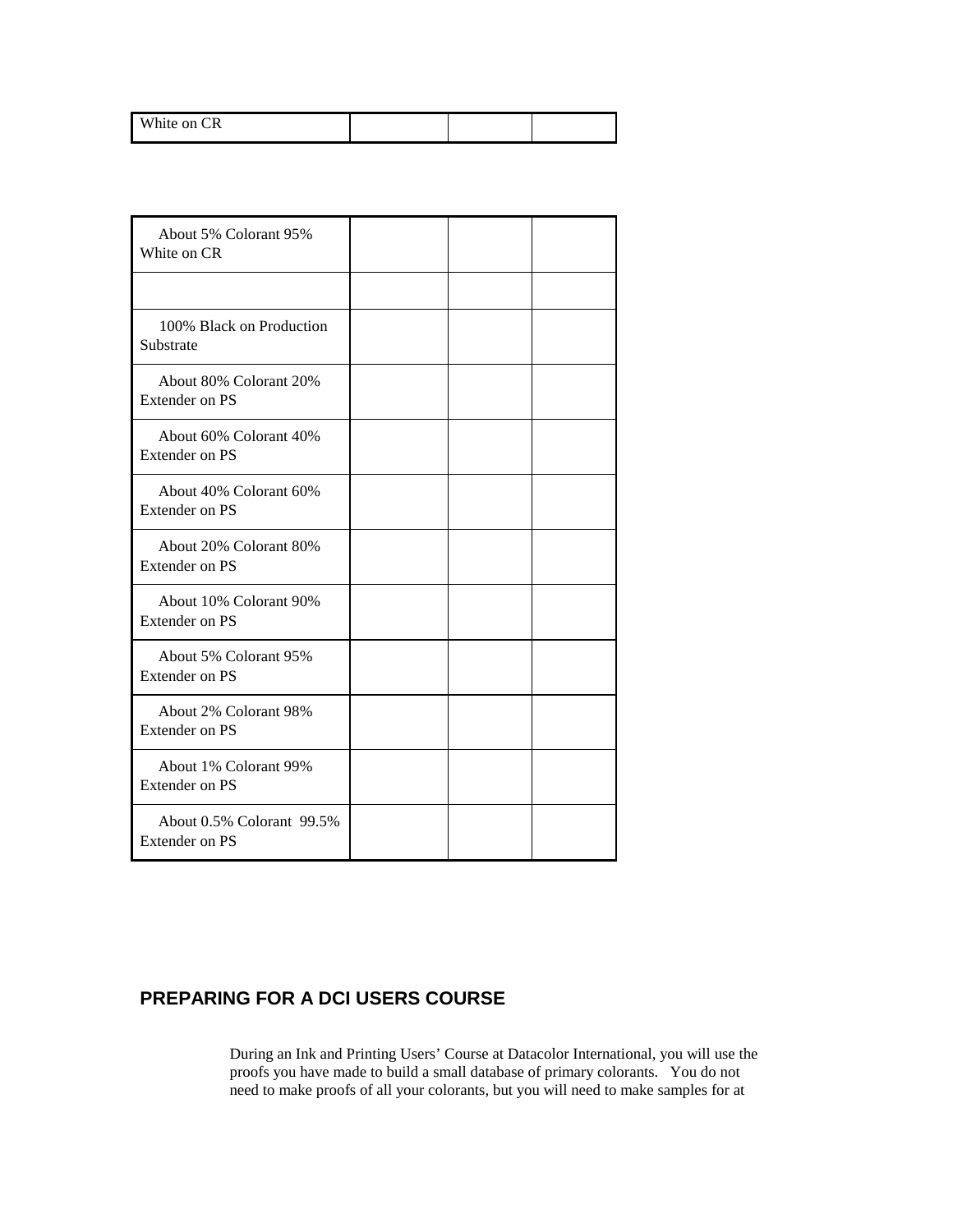| White on CR | | | |
|---|---|---|---|

| About 5% Colorant 95% White on CR | | | |
|---|---|---|---|
| | | | |
| 100% Black on Production Substrate | | | |
| About 80% Colorant 20% Extender on PS | | | |
| About 60% Colorant 40% Extender on PS | | | |
| About 40% Colorant 60% Extender on PS | | | |
| About 20% Colorant 80% Extender on PS | | | |
| About 10% Colorant 90% Extender on PS | | | |
| About 5% Colorant 95% Extender on PS | | | |
| About 2% Colorant 98% Extender on PS | | | |
| About 1% Colorant 99% Extender on PS | | | |
| About 0.5% Colorant 99.5% Extender on PS | | | |

## PREPARING FOR A DCI USERS COURSE

During an Ink and Printing Users' Course at Datacolor International, you will use the proofs you have made to build a small database of primary colorants. You do not need to make proofs of all your colorants, but you will need to make samples for at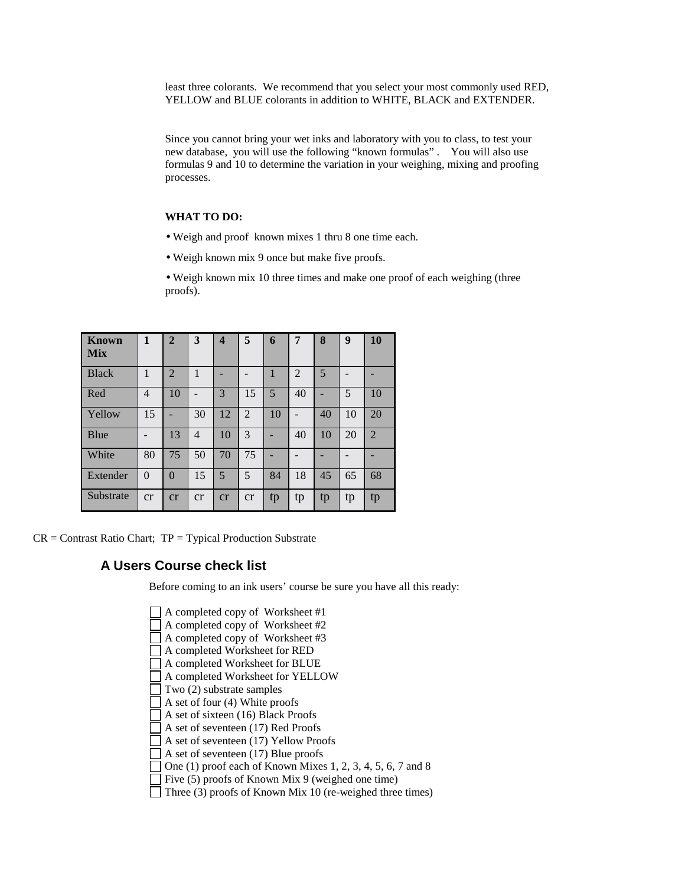least three colorants. We recommend that you select your most commonly used RED, YELLOW and BLUE colorants in addition to WHITE, BLACK and EXTENDER.

Since you cannot bring your wet inks and laboratory with you to class, to test your new database, you will use the following "known formulas". You will also use formulas 9 and 10 to determine the variation in your weighing, mixing and proofing processes.

**WHAT TO DO:**

- Weigh and proof known mixes 1 thru 8 one time each.
- Weigh known mix 9 once but make five proofs.
- Weigh known mix 10 three times and make one proof of each weighing (three proofs).

| Known Mix | 1 | 2 | 3 | 4 | 5 | 6 | 7 | 8 | 9 | 10 |
|---|---|---|---|---|---|---|---|---|---|---|
| Black | 1 | 2 | 1 | - | - | 1 | 2 | 5 | - | - |
| Red | 4 | 10 | - | 3 | 15 | 5 | 40 | - | 5 | 10 |
| Yellow | 15 | - | 30 | 12 | 2 | 10 | - | 40 | 10 | 20 |
| Blue | - | 13 | 4 | 10 | 3 | - | 40 | 10 | 20 | 2 |
| White | 80 | 75 | 50 | 70 | 75 | - | - | - | - | - |
| Extender | 0 | 0 | 15 | 5 | 5 | 84 | 18 | 45 | 65 | 68 |
| Substrate | cr | cr | cr | cr | cr | tp | tp | tp | tp | tp |

CR = Contrast Ratio Chart; TP = Typical Production Substrate

## A Users Course check list

Before coming to an ink users' course be sure you have all this ready:

- [ ] A completed copy of Worksheet #1
- [ ] A completed copy of Worksheet #2
- [ ] A completed copy of Worksheet #3
- [ ] A completed Worksheet for RED
- [ ] A completed Worksheet for BLUE
- [ ] A completed Worksheet for YELLOW
- [ ] Two (2) substrate samples
- [ ] A set of four (4) White proofs
- [ ] A set of sixteen (16) Black Proofs
- [ ] A set of seventeen (17) Red Proofs
- [ ] A set of seventeen (17) Yellow Proofs
- [ ] A set of seventeen (17) Blue proofs
- [ ] One (1) proof each of Known Mixes 1, 2, 3, 4, 5, 6, 7 and 8
- [ ] Five (5) proofs of Known Mix 9 (weighed one time)
- [ ] Three (3) proofs of Known Mix 10 (re-weighed three times)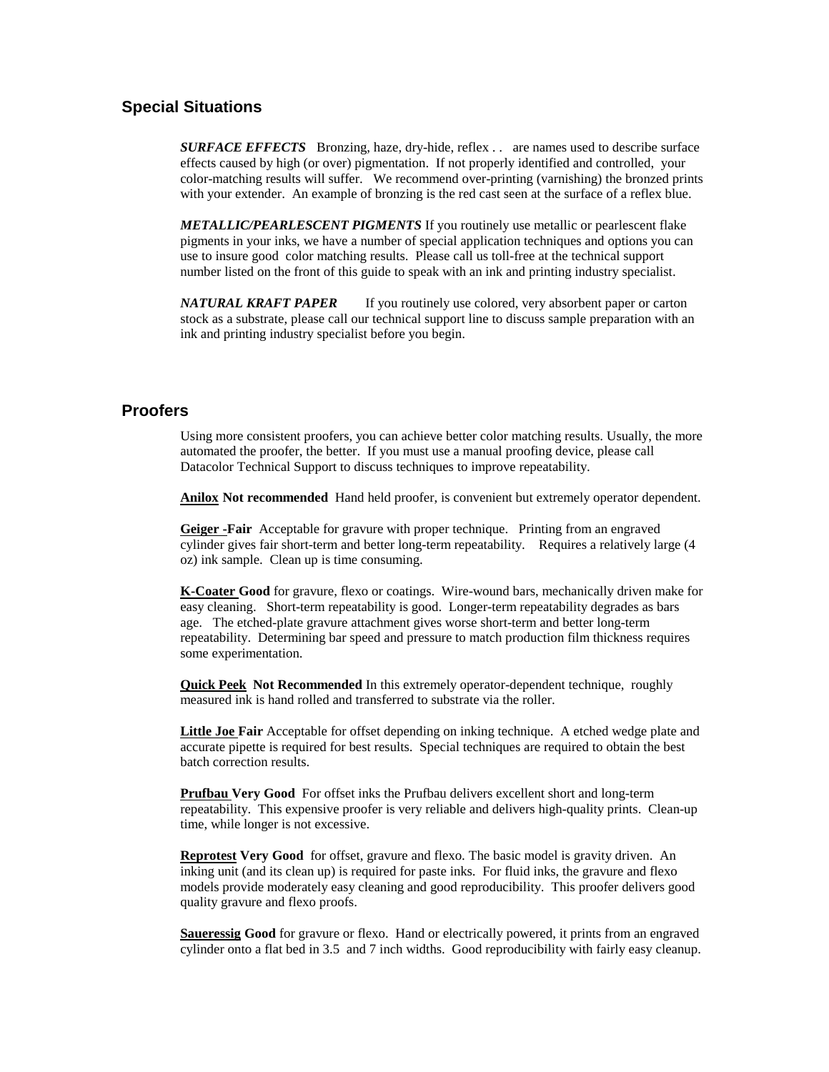## Special Situations

***SURFACE EFFECTS*** Bronzing, haze, dry-hide, reflex . . are names used to describe surface effects caused by high (or over) pigmentation. If not properly identified and controlled, your color-matching results will suffer. We recommend over-printing (varnishing) the bronzed prints with your extender. An example of bronzing is the red cast seen at the surface of a reflex blue.

***METALLIC/PEARLESCENT PIGMENTS*** If you routinely use metallic or pearlescent flake pigments in your inks, we have a number of special application techniques and options you can use to insure good color matching results. Please call us toll-free at the technical support number listed on the front of this guide to speak with an ink and printing industry specialist.

***NATURAL KRAFT PAPER*** If you routinely use colored, very absorbent paper or carton stock as a substrate, please call our technical support line to discuss sample preparation with an ink and printing industry specialist before you begin.

## Proofers

Using more consistent proofers, you can achieve better color matching results. Usually, the more automated the proofer, the better. If you must use a manual proofing device, please call Datacolor Technical Support to discuss techniques to improve repeatability.

**Anilox Not recommended** Hand held proofer, is convenient but extremely operator dependent.

**Geiger -Fair** Acceptable for gravure with proper technique. Printing from an engraved cylinder gives fair short-term and better long-term repeatability. Requires a relatively large (4 oz) ink sample. Clean up is time consuming.

**K-Coater Good** for gravure, flexo or coatings. Wire-wound bars, mechanically driven make for easy cleaning. Short-term repeatability is good. Longer-term repeatability degrades as bars age. The etched-plate gravure attachment gives worse short-term and better long-term repeatability. Determining bar speed and pressure to match production film thickness requires some experimentation.

**Quick Peek Not Recommended** In this extremely operator-dependent technique, roughly measured ink is hand rolled and transferred to substrate via the roller.

**Little Joe Fair** Acceptable for offset depending on inking technique. A etched wedge plate and accurate pipette is required for best results. Special techniques are required to obtain the best batch correction results.

**Prufbau Very Good** For offset inks the Prufbau delivers excellent short and long-term repeatability. This expensive proofer is very reliable and delivers high-quality prints. Clean-up time, while longer is not excessive.

**Reprotest Very Good** for offset, gravure and flexo. The basic model is gravity driven. An inking unit (and its clean up) is required for paste inks. For fluid inks, the gravure and flexo models provide moderately easy cleaning and good reproducibility. This proofer delivers good quality gravure and flexo proofs.

**Saueressig Good** for gravure or flexo. Hand or electrically powered, it prints from an engraved cylinder onto a flat bed in 3.5 and 7 inch widths. Good reproducibility with fairly easy cleanup.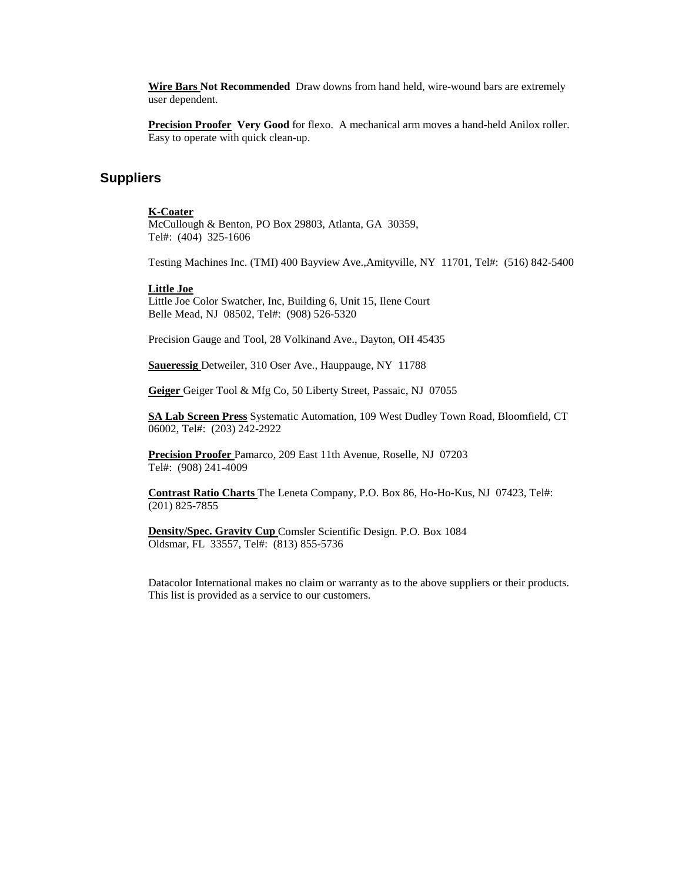**Wire Bars Not Recommended** Draw downs from hand held, wire-wound bars are extremely user dependent.

**Precision Proofer Very Good** for flexo. A mechanical arm moves a hand-held Anilox roller. Easy to operate with quick clean-up.

## Suppliers

**K-Coater**
McCullough & Benton, PO Box 29803, Atlanta, GA 30359,
Tel#: (404) 325-1606

Testing Machines Inc. (TMI) 400 Bayview Ave.,Amityville, NY 11701, Tel#: (516) 842-5400

**Little Joe**
Little Joe Color Swatcher, Inc, Building 6, Unit 15, Ilene Court
Belle Mead, NJ 08502, Tel#: (908) 526-5320

Precision Gauge and Tool, 28 Volkinand Ave., Dayton, OH 45435

**Saueressig** Detweiler, 310 Oser Ave., Hauppauge, NY 11788

**Geiger** Geiger Tool & Mfg Co, 50 Liberty Street, Passaic, NJ 07055

**SA Lab Screen Press** Systematic Automation, 109 West Dudley Town Road, Bloomfield, CT 06002, Tel#: (203) 242-2922

**Precision Proofer** Pamarco, 209 East 11th Avenue, Roselle, NJ 07203
Tel#: (908) 241-4009

**Contrast Ratio Charts** The Leneta Company, P.O. Box 86, Ho-Ho-Kus, NJ 07423, Tel#: (201) 825-7855

**Density/Spec. Gravity Cup** Comsler Scientific Design. P.O. Box 1084
Oldsmar, FL 33557, Tel#: (813) 855-5736

Datacolor International makes no claim or warranty as to the above suppliers or their products. This list is provided as a service to our customers.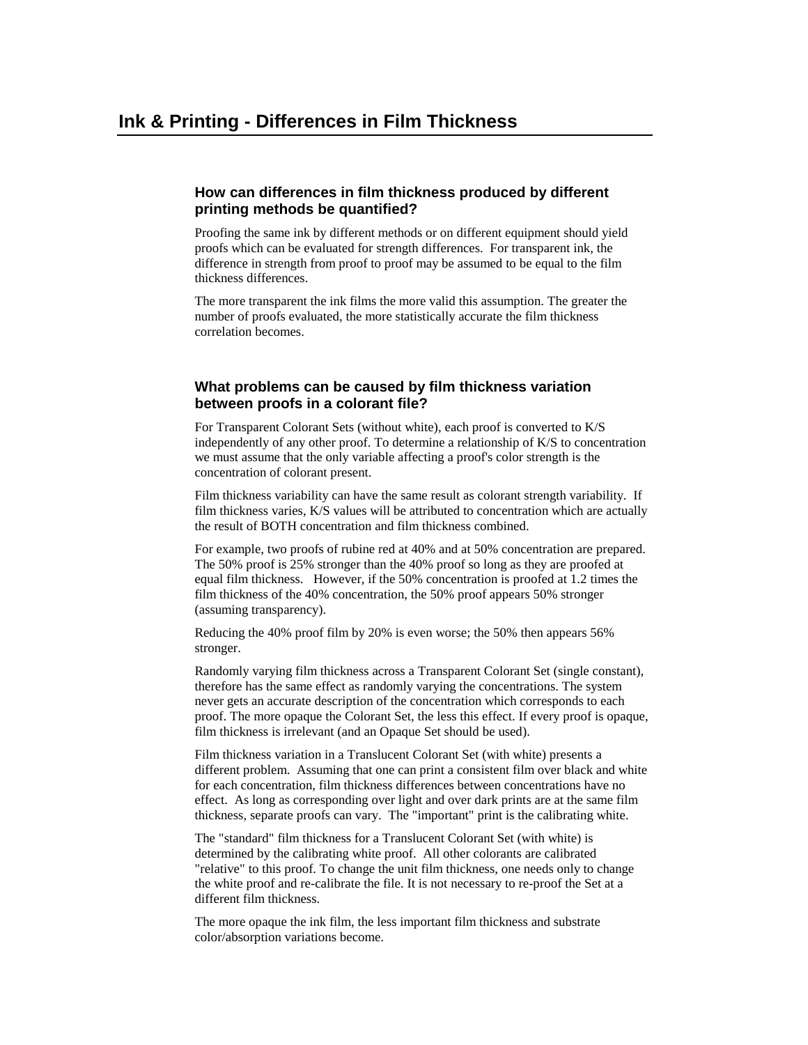# Ink & Printing - Differences in Film Thickness

## How can differences in film thickness produced by different printing methods be quantified?

Proofing the same ink by different methods or on different equipment should yield proofs which can be evaluated for strength differences. For transparent ink, the difference in strength from proof to proof may be assumed to be equal to the film thickness differences.

The more transparent the ink films the more valid this assumption. The greater the number of proofs evaluated, the more statistically accurate the film thickness correlation becomes.

## What problems can be caused by film thickness variation between proofs in a colorant file?

For Transparent Colorant Sets (without white), each proof is converted to K/S independently of any other proof. To determine a relationship of K/S to concentration we must assume that the only variable affecting a proof's color strength is the concentration of colorant present.

Film thickness variability can have the same result as colorant strength variability. If film thickness varies, K/S values will be attributed to concentration which are actually the result of BOTH concentration and film thickness combined.

For example, two proofs of rubine red at 40% and at 50% concentration are prepared. The 50% proof is 25% stronger than the 40% proof so long as they are proofed at equal film thickness. However, if the 50% concentration is proofed at 1.2 times the film thickness of the 40% concentration, the 50% proof appears 50% stronger (assuming transparency).

Reducing the 40% proof film by 20% is even worse; the 50% then appears 56% stronger.

Randomly varying film thickness across a Transparent Colorant Set (single constant), therefore has the same effect as randomly varying the concentrations. The system never gets an accurate description of the concentration which corresponds to each proof. The more opaque the Colorant Set, the less this effect. If every proof is opaque, film thickness is irrelevant (and an Opaque Set should be used).

Film thickness variation in a Translucent Colorant Set (with white) presents a different problem. Assuming that one can print a consistent film over black and white for each concentration, film thickness differences between concentrations have no effect. As long as corresponding over light and over dark prints are at the same film thickness, separate proofs can vary. The "important" print is the calibrating white.

The "standard" film thickness for a Translucent Colorant Set (with white) is determined by the calibrating white proof. All other colorants are calibrated "relative" to this proof. To change the unit film thickness, one needs only to change the white proof and re-calibrate the file. It is not necessary to re-proof the Set at a different film thickness.

The more opaque the ink film, the less important film thickness and substrate color/absorption variations become.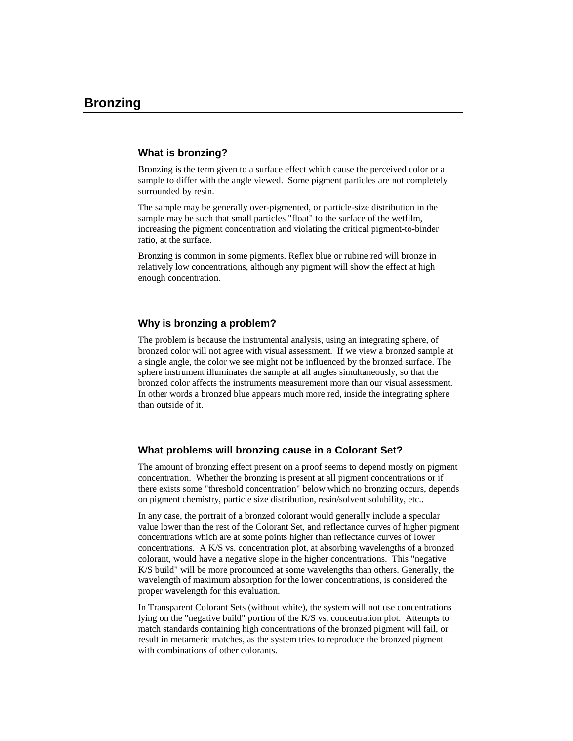# Bronzing

## What is bronzing?

Bronzing is the term given to a surface effect which cause the perceived color or a sample to differ with the angle viewed. Some pigment particles are not completely surrounded by resin.

The sample may be generally over-pigmented, or particle-size distribution in the sample may be such that small particles "float" to the surface of the wetfilm, increasing the pigment concentration and violating the critical pigment-to-binder ratio, at the surface.

Bronzing is common in some pigments. Reflex blue or rubine red will bronze in relatively low concentrations, although any pigment will show the effect at high enough concentration.

## Why is bronzing a problem?

The problem is because the instrumental analysis, using an integrating sphere, of bronzed color will not agree with visual assessment. If we view a bronzed sample at a single angle, the color we see might not be influenced by the bronzed surface. The sphere instrument illuminates the sample at all angles simultaneously, so that the bronzed color affects the instruments measurement more than our visual assessment. In other words a bronzed blue appears much more red, inside the integrating sphere than outside of it.

## What problems will bronzing cause in a Colorant Set?

The amount of bronzing effect present on a proof seems to depend mostly on pigment concentration. Whether the bronzing is present at all pigment concentrations or if there exists some "threshold concentration" below which no bronzing occurs, depends on pigment chemistry, particle size distribution, resin/solvent solubility, etc..

In any case, the portrait of a bronzed colorant would generally include a specular value lower than the rest of the Colorant Set, and reflectance curves of higher pigment concentrations which are at some points higher than reflectance curves of lower concentrations. A K/S vs. concentration plot, at absorbing wavelengths of a bronzed colorant, would have a negative slope in the higher concentrations. This "negative K/S build" will be more pronounced at some wavelengths than others. Generally, the wavelength of maximum absorption for the lower concentrations, is considered the proper wavelength for this evaluation.

In Transparent Colorant Sets (without white), the system will not use concentrations lying on the "negative build" portion of the K/S vs. concentration plot. Attempts to match standards containing high concentrations of the bronzed pigment will fail, or result in metameric matches, as the system tries to reproduce the bronzed pigment with combinations of other colorants.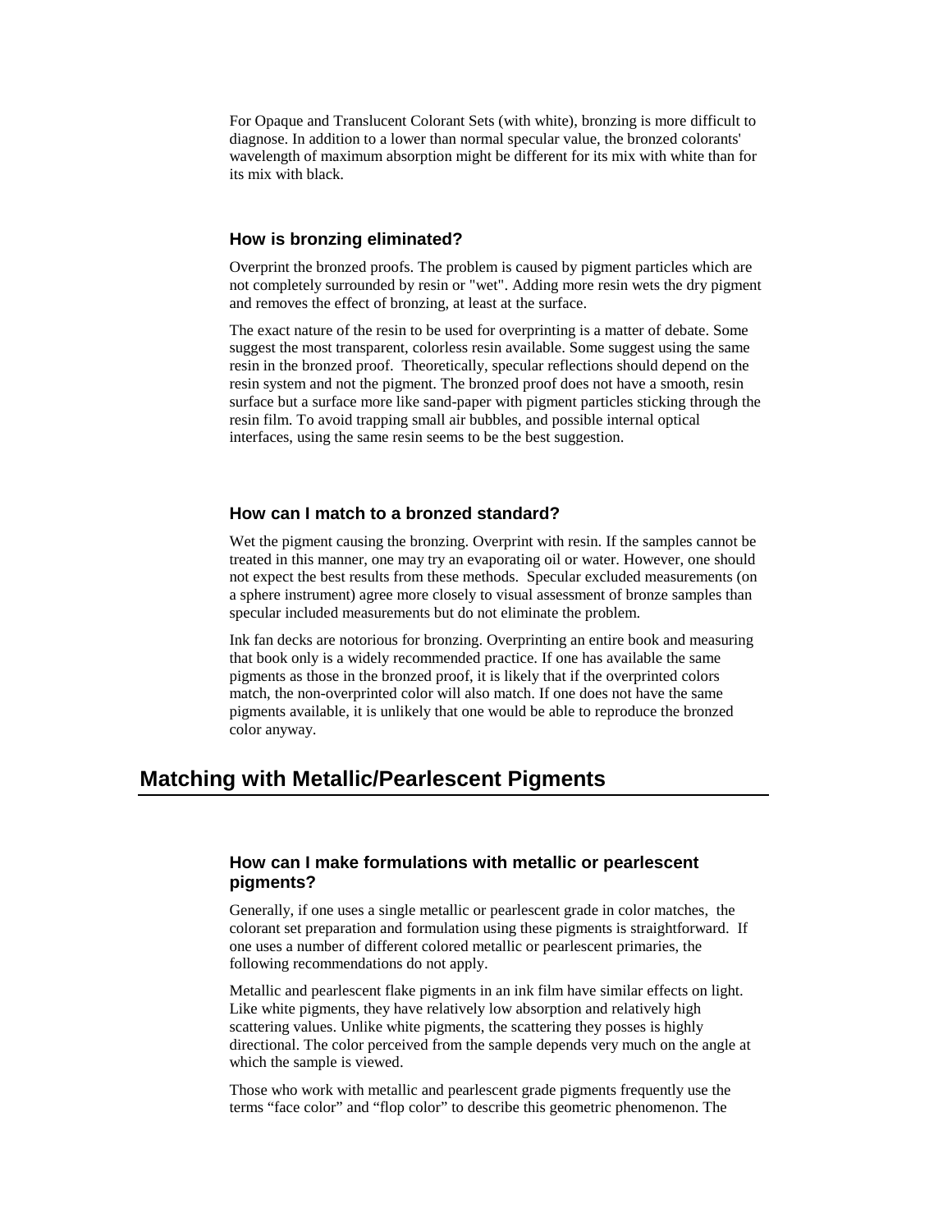For Opaque and Translucent Colorant Sets (with white), bronzing is more difficult to diagnose. In addition to a lower than normal specular value, the bronzed colorants' wavelength of maximum absorption might be different for its mix with white than for its mix with black.

### How is bronzing eliminated?

Overprint the bronzed proofs. The problem is caused by pigment particles which are not completely surrounded by resin or "wet". Adding more resin wets the dry pigment and removes the effect of bronzing, at least at the surface.

The exact nature of the resin to be used for overprinting is a matter of debate. Some suggest the most transparent, colorless resin available. Some suggest using the same resin in the bronzed proof. Theoretically, specular reflections should depend on the resin system and not the pigment. The bronzed proof does not have a smooth, resin surface but a surface more like sand-paper with pigment particles sticking through the resin film. To avoid trapping small air bubbles, and possible internal optical interfaces, using the same resin seems to be the best suggestion.

### How can I match to a bronzed standard?

Wet the pigment causing the bronzing. Overprint with resin. If the samples cannot be treated in this manner, one may try an evaporating oil or water. However, one should not expect the best results from these methods. Specular excluded measurements (on a sphere instrument) agree more closely to visual assessment of bronze samples than specular included measurements but do not eliminate the problem.

Ink fan decks are notorious for bronzing. Overprinting an entire book and measuring that book only is a widely recommended practice. If one has available the same pigments as those in the bronzed proof, it is likely that if the overprinted colors match, the non-overprinted color will also match. If one does not have the same pigments available, it is unlikely that one would be able to reproduce the bronzed color anyway.

## Matching with Metallic/Pearlescent Pigments

### How can I make formulations with metallic or pearlescent pigments?

Generally, if one uses a single metallic or pearlescent grade in color matches, the colorant set preparation and formulation using these pigments is straightforward. If one uses a number of different colored metallic or pearlescent primaries, the following recommendations do not apply.

Metallic and pearlescent flake pigments in an ink film have similar effects on light. Like white pigments, they have relatively low absorption and relatively high scattering values. Unlike white pigments, the scattering they posses is highly directional. The color perceived from the sample depends very much on the angle at which the sample is viewed.

Those who work with metallic and pearlescent grade pigments frequently use the terms "face color" and "flop color" to describe this geometric phenomenon. The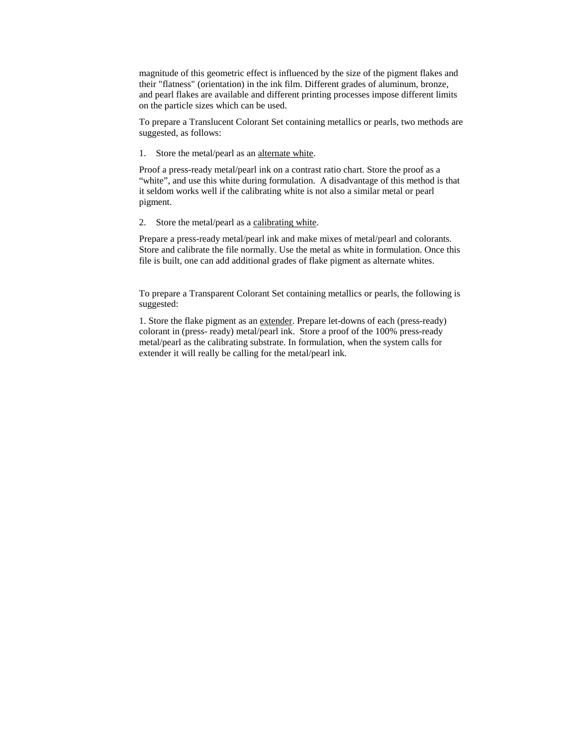magnitude of this geometric effect is influenced by the size of the pigment flakes and their "flatness" (orientation) in the ink film. Different grades of aluminum, bronze, and pearl flakes are available and different printing processes impose different limits on the particle sizes which can be used.

To prepare a Translucent Colorant Set containing metallics or pearls, two methods are suggested, as follows:

1. Store the metal/pearl as an <u>alternate white</u>.

Proof a press-ready metal/pearl ink on a contrast ratio chart. Store the proof as a “white”, and use this white during formulation. A disadvantage of this method is that it seldom works well if the calibrating white is not also a similar metal or pearl pigment.

2. Store the metal/pearl as a <u>calibrating white</u>.

Prepare a press-ready metal/pearl ink and make mixes of metal/pearl and colorants. Store and calibrate the file normally. Use the metal as white in formulation. Once this file is built, one can add additional grades of flake pigment as alternate whites.

To prepare a Transparent Colorant Set containing metallics or pearls, the following is suggested:

1. Store the flake pigment as an <u>extender</u>. Prepare let-downs of each (press-ready) colorant in (press- ready) metal/pearl ink. Store a proof of the 100% press-ready metal/pearl as the calibrating substrate. In formulation, when the system calls for extender it will really be calling for the metal/pearl ink.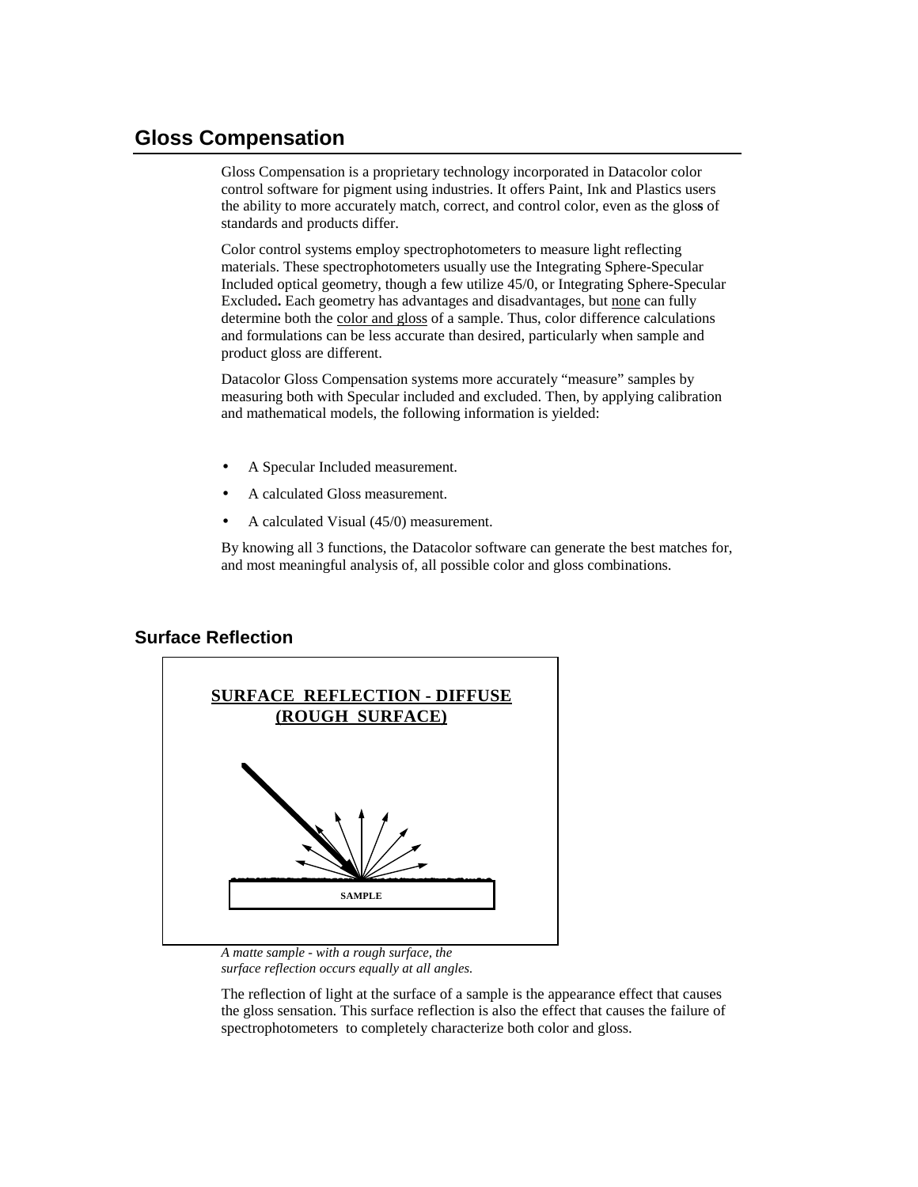## Gloss Compensation

Gloss Compensation is a proprietary technology incorporated in Datacolor color control software for pigment using industries. It offers Paint, Ink and Plastics users the ability to more accurately match, correct, and control color, even as the gloss of standards and products differ.

Color control systems employ spectrophotometers to measure light reflecting materials. These spectrophotometers usually use the Integrating Sphere-Specular Included optical geometry, though a few utilize 45/0, or Integrating Sphere-Specular Excluded**.** Each geometry has advantages and disadvantages, but <u>none</u> can fully determine both the <u>color and gloss</u> of a sample. Thus, color difference calculations and formulations can be less accurate than desired, particularly when sample and product gloss are different.

Datacolor Gloss Compensation systems more accurately "measure" samples by measuring both with Specular included and excluded. Then, by applying calibration and mathematical models, the following information is yielded:

- A Specular Included measurement.
- A calculated Gloss measurement.
- A calculated Visual (45/0) measurement.

By knowing all 3 functions, the Datacolor software can generate the best matches for, and most meaningful analysis of, all possible color and gloss combinations.

### Surface Reflection

**SURFACE REFLECTION - DIFFUSE (ROUGH SURFACE)**

SAMPLE

*A matte sample - with a rough surface, the surface reflection occurs equally at all angles.*

The reflection of light at the surface of a sample is the appearance effect that causes the gloss sensation. This surface reflection is also the effect that causes the failure of spectrophotometers to completely characterize both color and gloss.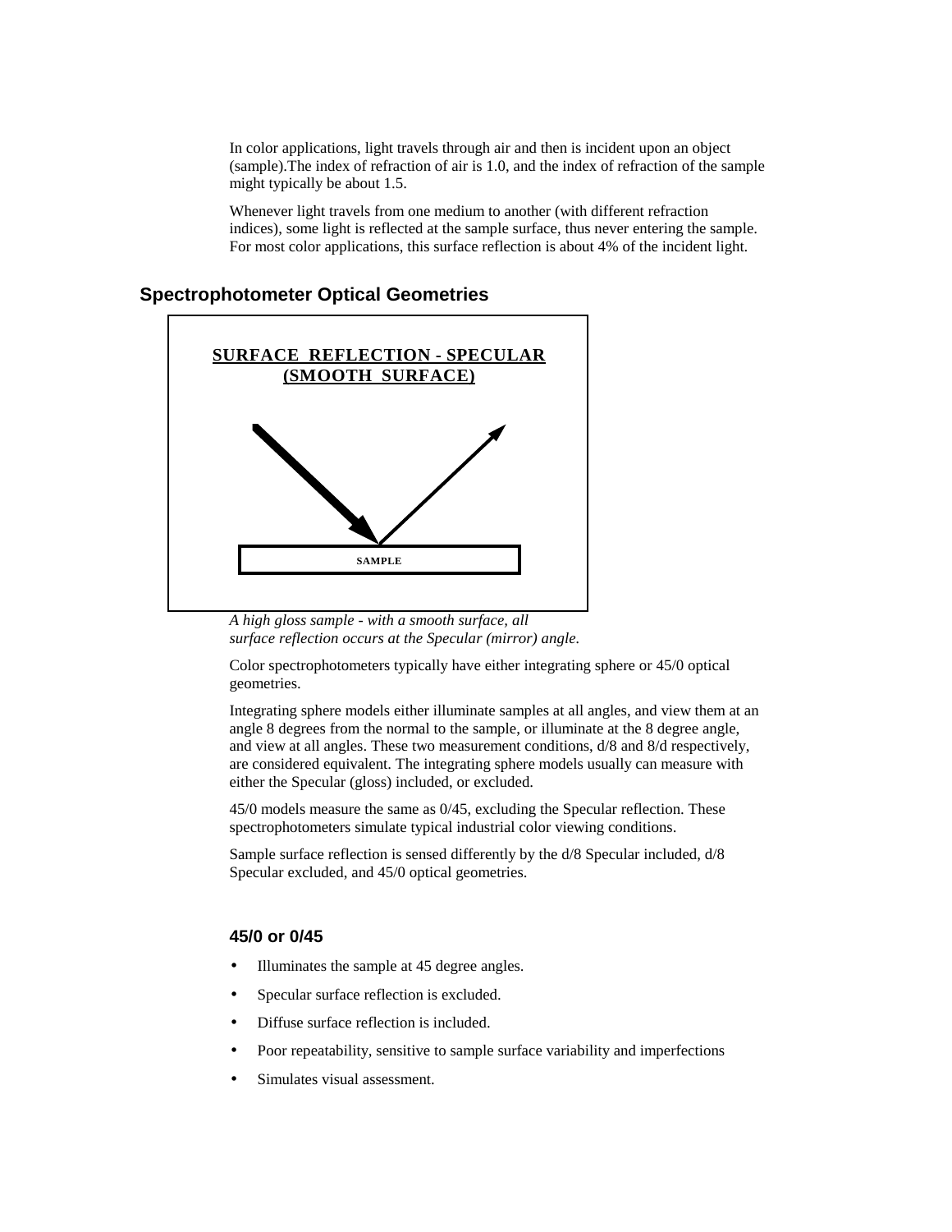In color applications, light travels through air and then is incident upon an object (sample).The index of refraction of air is 1.0, and the index of refraction of the sample might typically be about 1.5.

Whenever light travels from one medium to another (with different refraction indices), some light is reflected at the sample surface, thus never entering the sample. For most color applications, this surface reflection is about 4% of the incident light.

## Spectrophotometer Optical Geometries

**SURFACE REFLECTION - SPECULAR (SMOOTH SURFACE)**

SAMPLE

*A high gloss sample - with a smooth surface, all surface reflection occurs at the Specular (mirror) angle.*

Color spectrophotometers typically have either integrating sphere or 45/0 optical geometries.

Integrating sphere models either illuminate samples at all angles, and view them at an angle 8 degrees from the normal to the sample, or illuminate at the 8 degree angle, and view at all angles. These two measurement conditions, d/8 and 8/d respectively, are considered equivalent. The integrating sphere models usually can measure with either the Specular (gloss) included, or excluded.

45/0 models measure the same as 0/45, excluding the Specular reflection. These spectrophotometers simulate typical industrial color viewing conditions.

Sample surface reflection is sensed differently by the d/8 Specular included, d/8 Specular excluded, and 45/0 optical geometries.

### 45/0 or 0/45

- Illuminates the sample at 45 degree angles.
- Specular surface reflection is excluded.
- Diffuse surface reflection is included.
- Poor repeatability, sensitive to sample surface variability and imperfections
- Simulates visual assessment.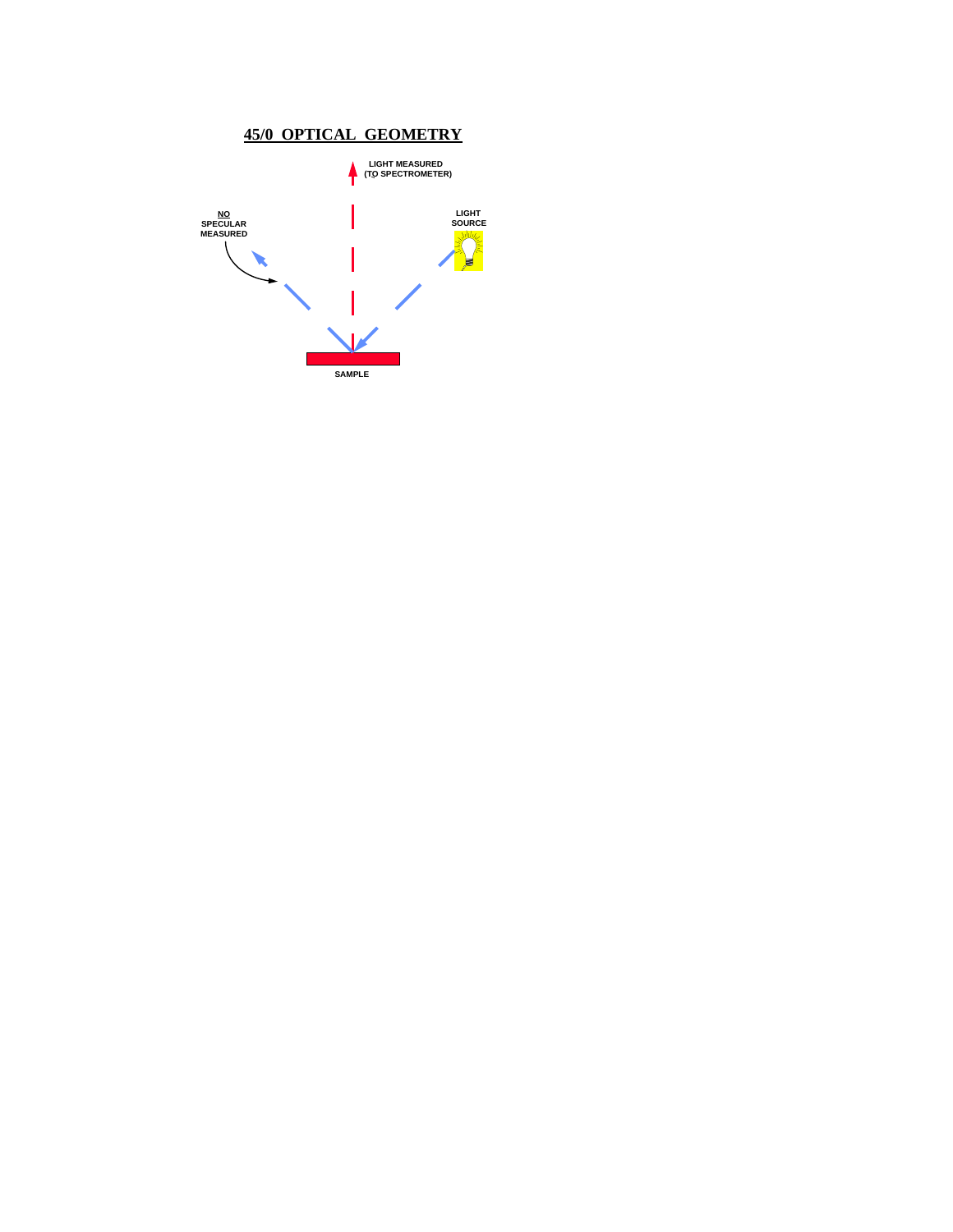# 45/0 OPTICAL GEOMETRY

LIGHT MEASURED (TO SPECTROMETER)

NO SPECULAR MEASURED

LIGHT SOURCE

SAMPLE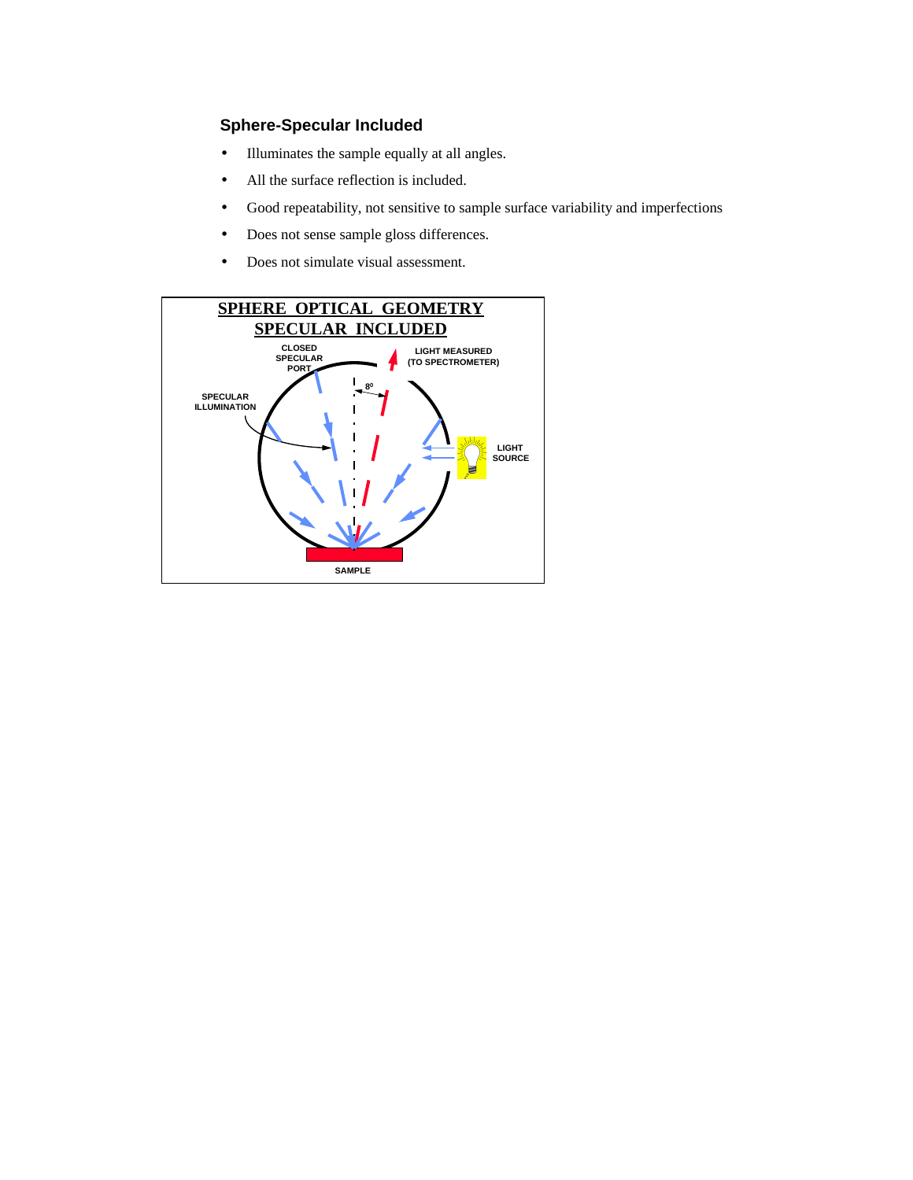### Sphere-Specular Included

- Illuminates the sample equally at all angles.
- All the surface reflection is included.
- Good repeatability, not sensitive to sample surface variability and imperfections
- Does not sense sample gloss differences.
- Does not simulate visual assessment.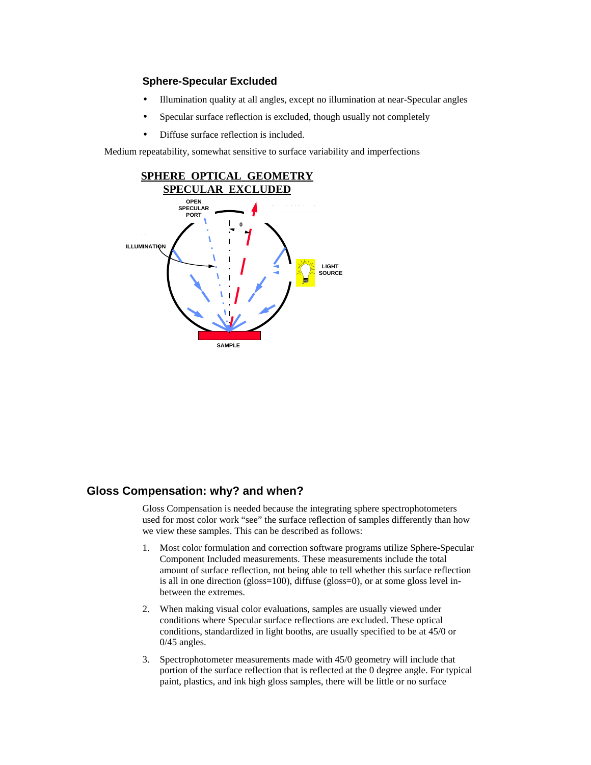### Sphere-Specular Excluded

- Illumination quality at all angles, except no illumination at near-Specular angles
- Specular surface reflection is excluded, though usually not completely
- Diffuse surface reflection is included.

Medium repeatability, somewhat sensitive to surface variability and imperfections

**SPHERE OPTICAL GEOMETRY SPECULAR EXCLUDED**

OPEN SPECULAR PORT

ILLUMINATION

0

LIGHT SOURCE

SAMPLE

## Gloss Compensation: why? and when?

Gloss Compensation is needed because the integrating sphere spectrophotometers used for most color work “see” the surface reflection of samples differently than how we view these samples. This can be described as follows:

1. Most color formulation and correction software programs utilize Sphere-Specular Component Included measurements. These measurements include the total amount of surface reflection, not being able to tell whether this surface reflection is all in one direction (gloss=100), diffuse (gloss=0), or at some gloss level in-between the extremes.
2. When making visual color evaluations, samples are usually viewed under conditions where Specular surface reflections are excluded. These optical conditions, standardized in light booths, are usually specified to be at 45/0 or 0/45 angles.
3. Spectrophotometer measurements made with 45/0 geometry will include that portion of the surface reflection that is reflected at the 0 degree angle. For typical paint, plastics, and ink high gloss samples, there will be little or no surface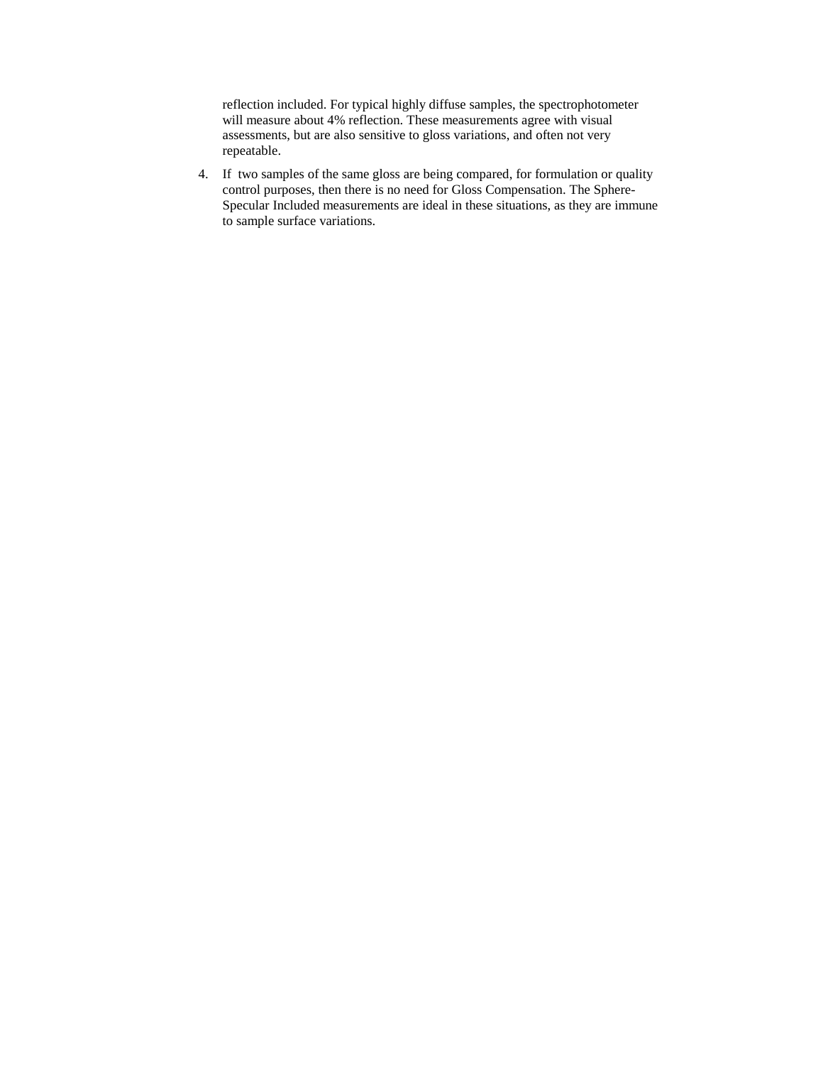reflection included. For typical highly diffuse samples, the spectrophotometer will measure about 4% reflection. These measurements agree with visual assessments, but are also sensitive to gloss variations, and often not very repeatable.

4. If two samples of the same gloss are being compared, for formulation or quality control purposes, then there is no need for Gloss Compensation. The Sphere-Specular Included measurements are ideal in these situations, as they are immune to sample surface variations.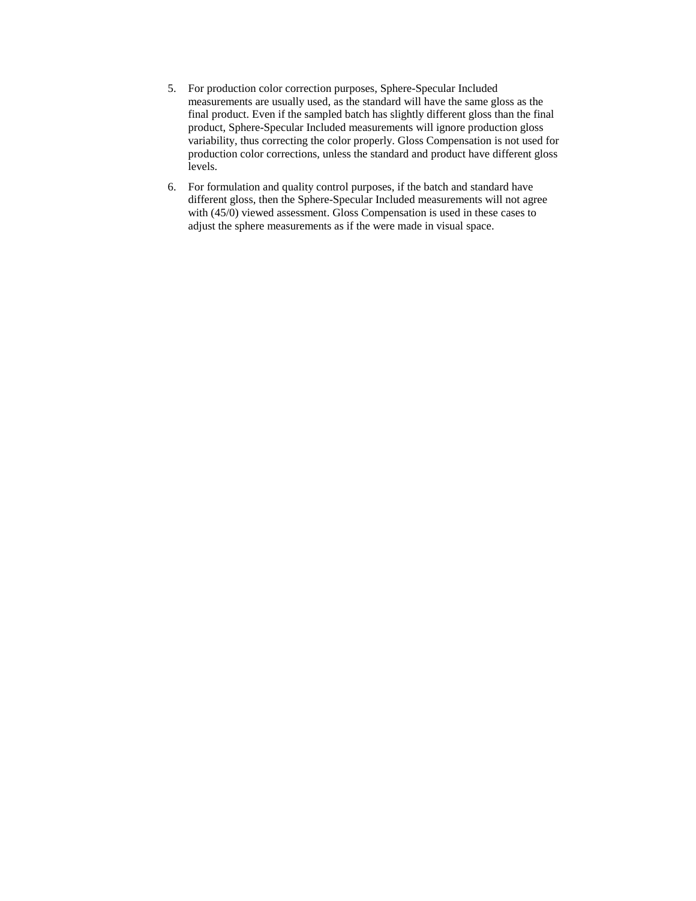5. For production color correction purposes, Sphere-Specular Included measurements are usually used, as the standard will have the same gloss as the final product. Even if the sampled batch has slightly different gloss than the final product, Sphere-Specular Included measurements will ignore production gloss variability, thus correcting the color properly. Gloss Compensation is not used for production color corrections, unless the standard and product have different gloss levels.

6. For formulation and quality control purposes, if the batch and standard have different gloss, then the Sphere-Specular Included measurements will not agree with (45/0) viewed assessment. Gloss Compensation is used in these cases to adjust the sphere measurements as if the were made in visual space.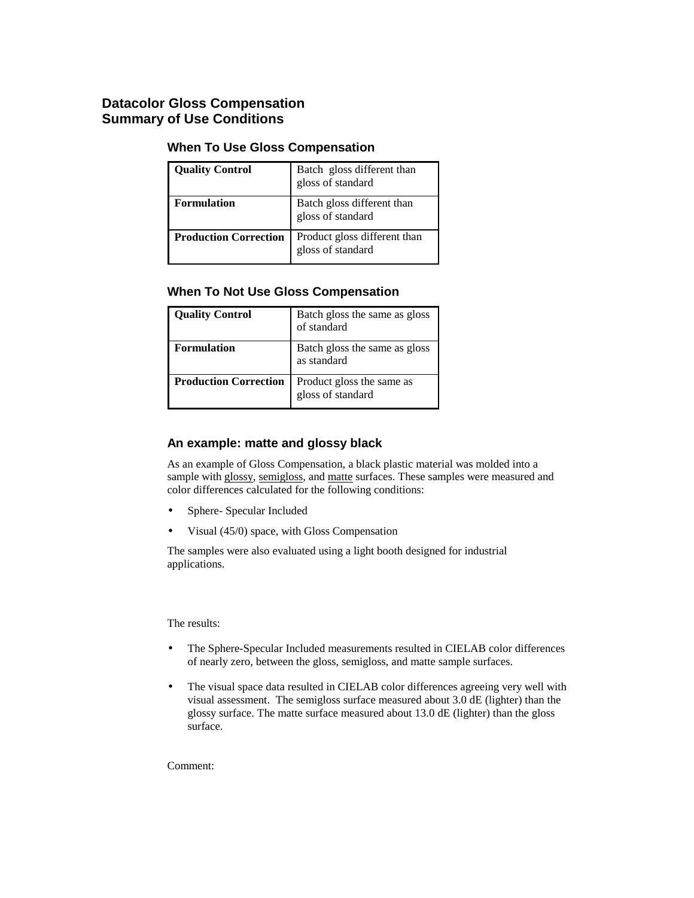# Datacolor Gloss Compensation
# Summary of Use Conditions

### When To Use Gloss Compensation

| **Quality Control** | Batch gloss different than gloss of standard |
|---|---|
| **Formulation** | Batch gloss different than gloss of standard |
| **Production Correction** | Product gloss different than gloss of standard |

### When To Not Use Gloss Compensation

| **Quality Control** | Batch gloss the same as gloss of standard |
|---|---|
| **Formulation** | Batch gloss the same as gloss as standard |
| **Production Correction** | Product gloss the same as gloss of standard |

### An example: matte and glossy black

As an example of Gloss Compensation, a black plastic material was molded into a sample with <u>glossy</u>, <u>semigloss</u>, and <u>matte</u> surfaces. These samples were measured and color differences calculated for the following conditions:

- Sphere- Specular Included
- Visual (45/0) space, with Gloss Compensation

The samples were also evaluated using a light booth designed for industrial applications.

The results:

- The Sphere-Specular Included measurements resulted in CIELAB color differences of nearly zero, between the gloss, semigloss, and matte sample surfaces.
- The visual space data resulted in CIELAB color differences agreeing very well with visual assessment. The semigloss surface measured about 3.0 dE (lighter) than the glossy surface. The matte surface measured about 13.0 dE (lighter) than the gloss surface.

Comment: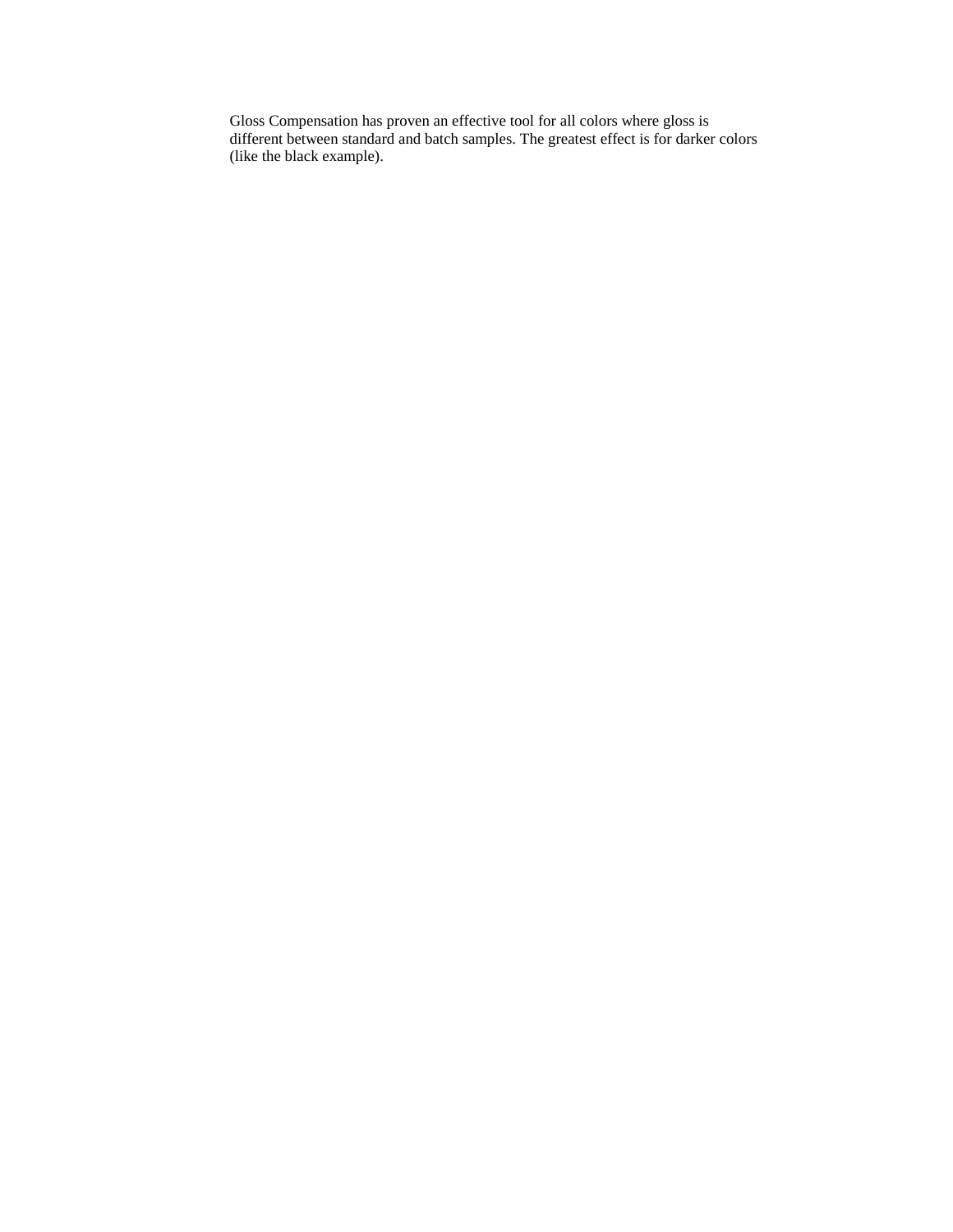Gloss Compensation has proven an effective tool for all colors where gloss is different between standard and batch samples. The greatest effect is for darker colors (like the black example).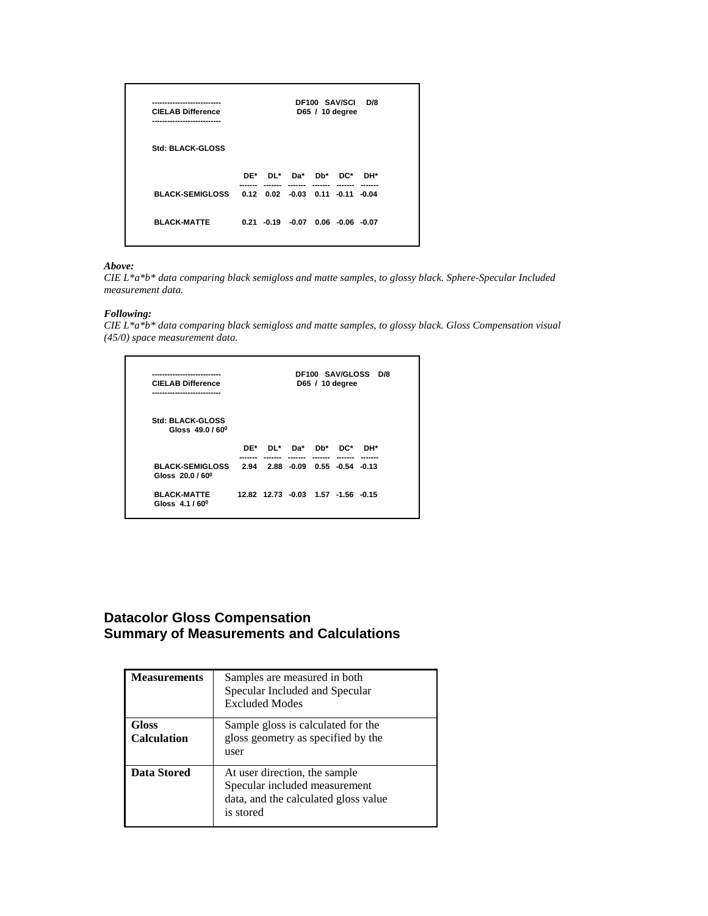| CIELAB Difference | DF100 SAV/SCI D/8 D65 / 10 degree | | | | | |
|---|---|---|---|---|---|---|
| Std: BLACK-GLOSS | | | | | | |
| | DE* | DL* | Da* | Db* | DC* | DH* |
| BLACK-SEMIGLOSS | 0.12 | 0.02 | -0.03 | 0.11 | -0.11 | -0.04 |
| BLACK-MATTE | 0.21 | -0.19 | -0.07 | 0.06 | -0.06 | -0.07 |

***Above:***
*CIE L\*a\*b\* data comparing black semigloss and matte samples, to glossy black. Sphere-Specular Included measurement data.*

***Following:***
*CIE L\*a\*b\* data comparing black semigloss and matte samples, to glossy black. Gloss Compensation visual (45/0) space measurement data.*

| CIELAB Difference | DF100 SAV/GLOSS D/8 D65 / 10 degree | | | | | |
|---|---|---|---|---|---|---|
| Std: BLACK-GLOSS Gloss 49.0 / 60$^0$ | | | | | | |
| | DE* | DL* | Da* | Db* | DC* | DH* |
| BLACK-SEMIGLOSS Gloss 20.0 / 60$^0$ | 2.94 | 2.88 | -0.09 | 0.55 | -0.54 | -0.13 |
| BLACK-MATTE Gloss 4.1 / 60$^0$ | 12.82 | 12.73 | -0.03 | 1.57 | -1.56 | -0.15 |

## Datacolor Gloss Compensation
## Summary of Measurements and Calculations

| | |
|---|---|
| **Measurements** | Samples are measured in both Specular Included and Specular Excluded Modes |
| **Gloss Calculation** | Sample gloss is calculated for the gloss geometry as specified by the user |
| **Data Stored** | At user direction, the sample Specular included measurement data, and the calculated gloss value is stored |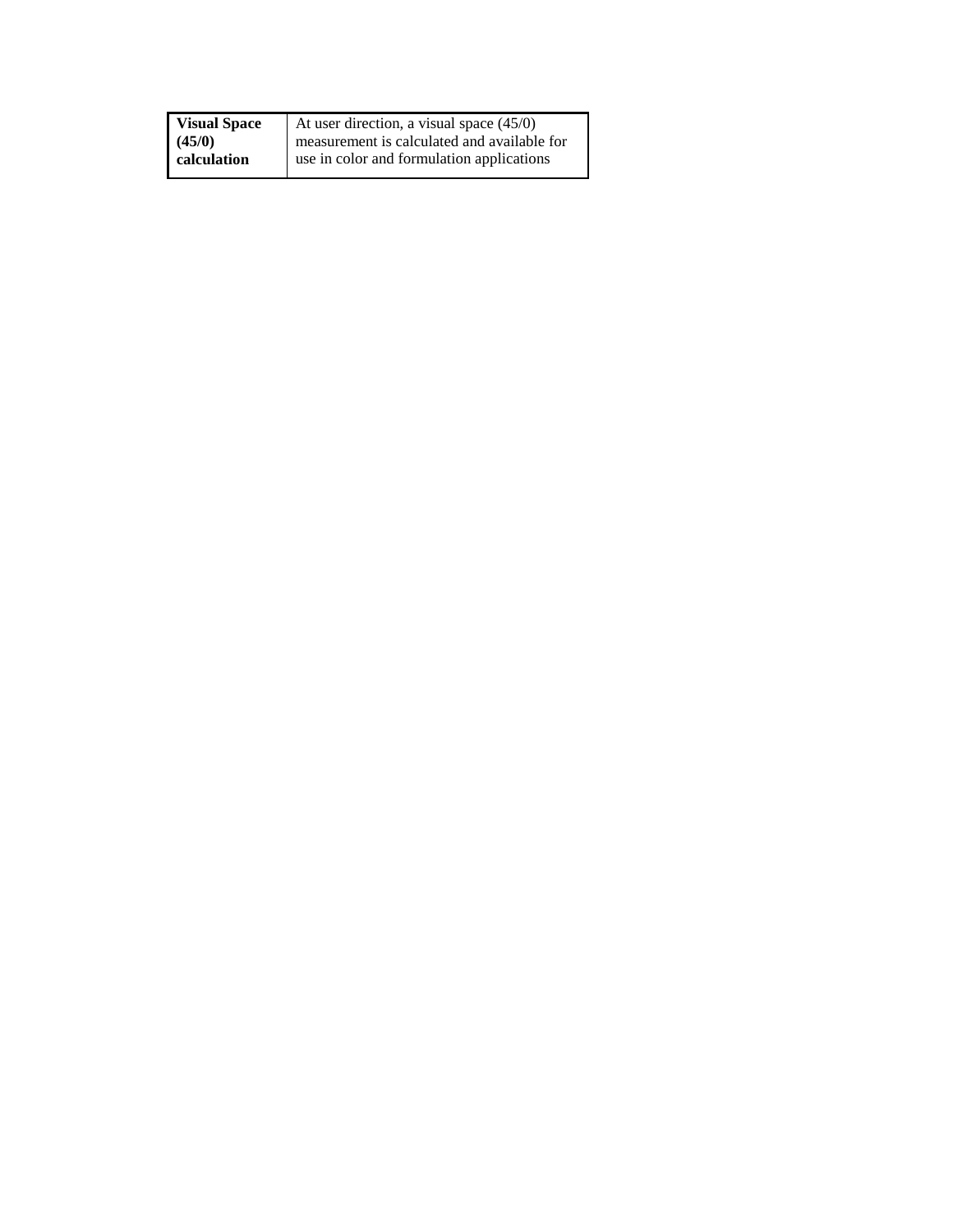| **Visual Space (45/0) calculation** | At user direction, a visual space (45/0) measurement is calculated and available for use in color and formulation applications |
| --- | --- |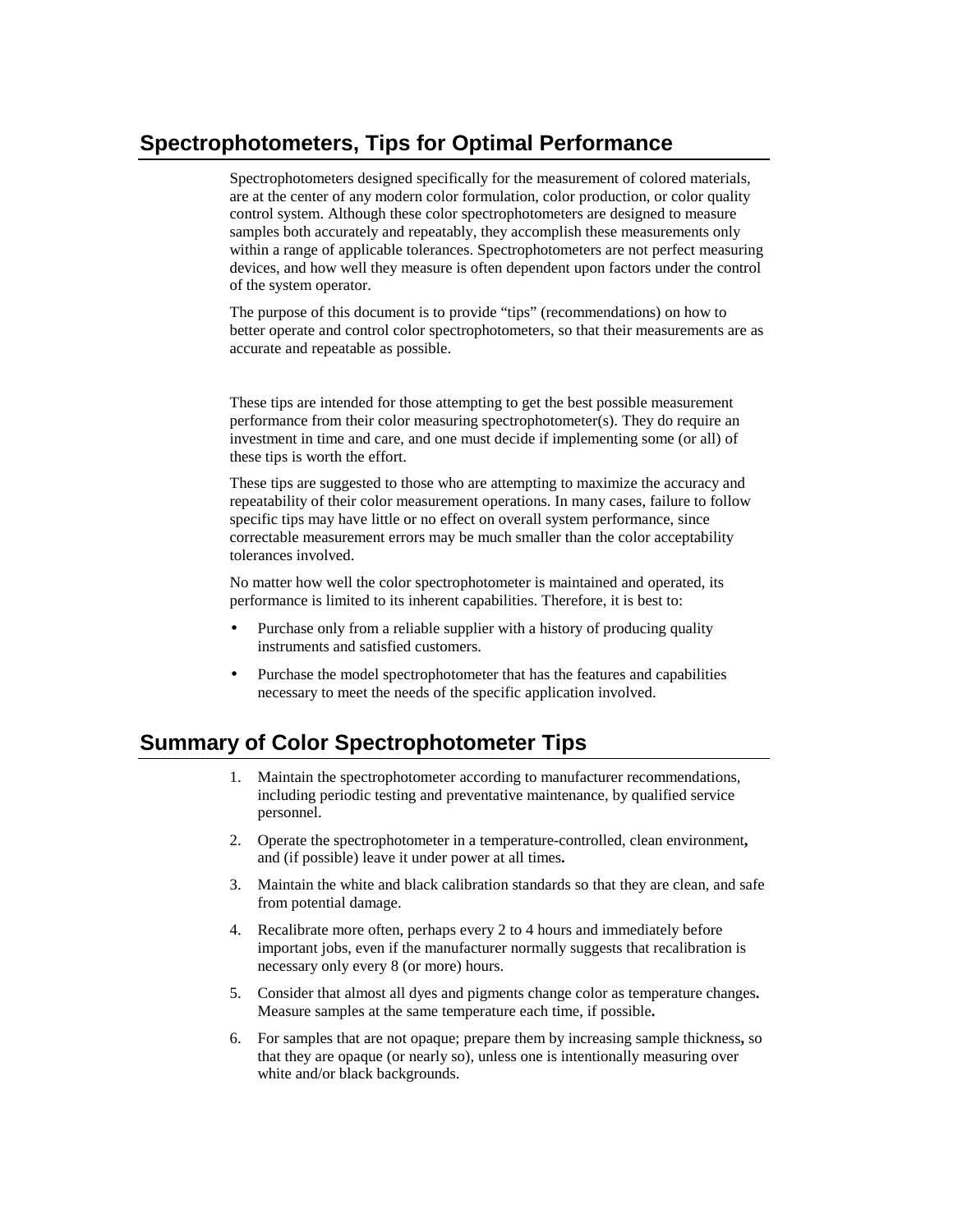## Spectrophotometers, Tips for Optimal Performance

Spectrophotometers designed specifically for the measurement of colored materials, are at the center of any modern color formulation, color production, or color quality control system. Although these color spectrophotometers are designed to measure samples both accurately and repeatably, they accomplish these measurements only within a range of applicable tolerances. Spectrophotometers are not perfect measuring devices, and how well they measure is often dependent upon factors under the control of the system operator.

The purpose of this document is to provide "tips" (recommendations) on how to better operate and control color spectrophotometers, so that their measurements are as accurate and repeatable as possible.

These tips are intended for those attempting to get the best possible measurement performance from their color measuring spectrophotometer(s). They do require an investment in time and care, and one must decide if implementing some (or all) of these tips is worth the effort.

These tips are suggested to those who are attempting to maximize the accuracy and repeatability of their color measurement operations. In many cases, failure to follow specific tips may have little or no effect on overall system performance, since correctable measurement errors may be much smaller than the color acceptability tolerances involved.

No matter how well the color spectrophotometer is maintained and operated, its performance is limited to its inherent capabilities. Therefore, it is best to:

- Purchase only from a reliable supplier with a history of producing quality instruments and satisfied customers.
- Purchase the model spectrophotometer that has the features and capabilities necessary to meet the needs of the specific application involved.

## Summary of Color Spectrophotometer Tips

1. Maintain the spectrophotometer according to manufacturer recommendations, including periodic testing and preventative maintenance, by qualified service personnel.
2. Operate the spectrophotometer in a temperature-controlled, clean environment**,** and (if possible) leave it under power at all times**.**
3. Maintain the white and black calibration standards so that they are clean, and safe from potential damage.
4. Recalibrate more often, perhaps every 2 to 4 hours and immediately before important jobs, even if the manufacturer normally suggests that recalibration is necessary only every 8 (or more) hours.
5. Consider that almost all dyes and pigments change color as temperature changes**.** Measure samples at the same temperature each time, if possible**.**
6. For samples that are not opaque; prepare them by increasing sample thickness**,** so that they are opaque (or nearly so), unless one is intentionally measuring over white and/or black backgrounds.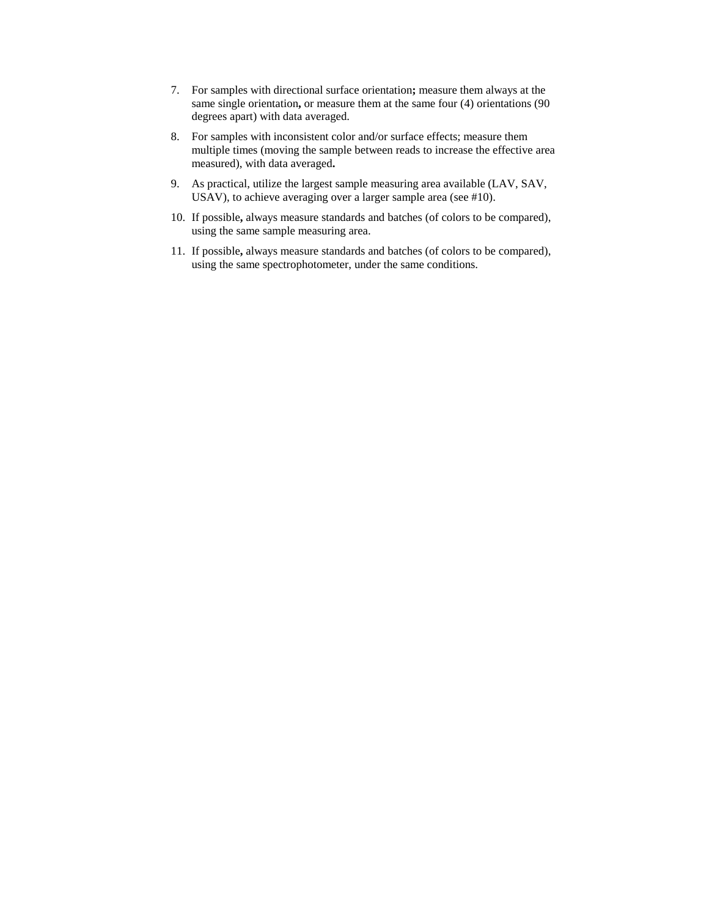7. For samples with directional surface orientation**;** measure them always at the same single orientation**,** or measure them at the same four (4) orientations (90 degrees apart) with data averaged.

8. For samples with inconsistent color and/or surface effects; measure them multiple times (moving the sample between reads to increase the effective area measured), with data averaged**.**

9. As practical, utilize the largest sample measuring area available (LAV, SAV, USAV), to achieve averaging over a larger sample area (see #10).

10. If possible**,** always measure standards and batches (of colors to be compared), using the same sample measuring area.

11. If possible**,** always measure standards and batches (of colors to be compared), using the same spectrophotometer, under the same conditions.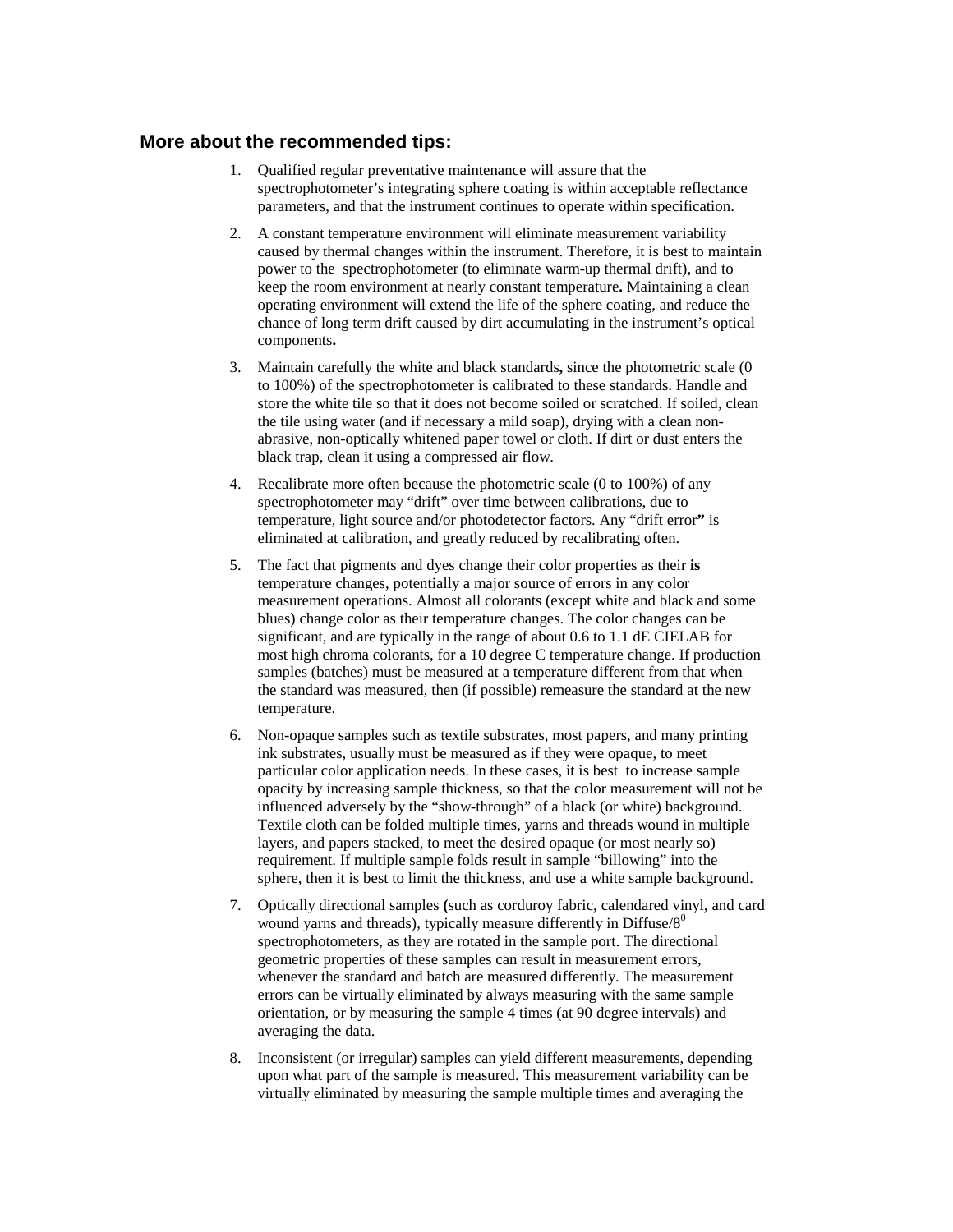## More about the recommended tips:

1. Qualified regular preventative maintenance will assure that the spectrophotometer's integrating sphere coating is within acceptable reflectance parameters, and that the instrument continues to operate within specification.

2. A constant temperature environment will eliminate measurement variability caused by thermal changes within the instrument. Therefore, it is best to maintain power to the spectrophotometer (to eliminate warm-up thermal drift), and to keep the room environment at nearly constant temperature**.** Maintaining a clean operating environment will extend the life of the sphere coating, and reduce the chance of long term drift caused by dirt accumulating in the instrument's optical components**.**

3. Maintain carefully the white and black standards**,** since the photometric scale (0 to 100%) of the spectrophotometer is calibrated to these standards. Handle and store the white tile so that it does not become soiled or scratched. If soiled, clean the tile using water (and if necessary a mild soap), drying with a clean non-abrasive, non-optically whitened paper towel or cloth. If dirt or dust enters the black trap, clean it using a compressed air flow.

4. Recalibrate more often because the photometric scale (0 to 100%) of any spectrophotometer may "drift" over time between calibrations, due to temperature, light source and/or photodetector factors. Any "drift error**"** is eliminated at calibration, and greatly reduced by recalibrating often.

5. The fact that pigments and dyes change their color properties as their **is** temperature changes, potentially a major source of errors in any color measurement operations. Almost all colorants (except white and black and some blues) change color as their temperature changes. The color changes can be significant, and are typically in the range of about 0.6 to 1.1 dE CIELAB for most high chroma colorants, for a 10 degree C temperature change. If production samples (batches) must be measured at a temperature different from that when the standard was measured, then (if possible) remeasure the standard at the new temperature.

6. Non-opaque samples such as textile substrates, most papers, and many printing ink substrates, usually must be measured as if they were opaque, to meet particular color application needs. In these cases, it is best to increase sample opacity by increasing sample thickness, so that the color measurement will not be influenced adversely by the "show-through" of a black (or white) background. Textile cloth can be folded multiple times, yarns and threads wound in multiple layers, and papers stacked, to meet the desired opaque (or most nearly so) requirement. If multiple sample folds result in sample "billowing" into the sphere, then it is best to limit the thickness, and use a white sample background.

7. Optically directional samples **(**such as corduroy fabric, calendared vinyl, and card wound yarns and threads), typically measure differently in Diffuse/$8^0$ spectrophotometers, as they are rotated in the sample port. The directional geometric properties of these samples can result in measurement errors, whenever the standard and batch are measured differently. The measurement errors can be virtually eliminated by always measuring with the same sample orientation, or by measuring the sample 4 times (at 90 degree intervals) and averaging the data.

8. Inconsistent (or irregular) samples can yield different measurements, depending upon what part of the sample is measured. This measurement variability can be virtually eliminated by measuring the sample multiple times and averaging the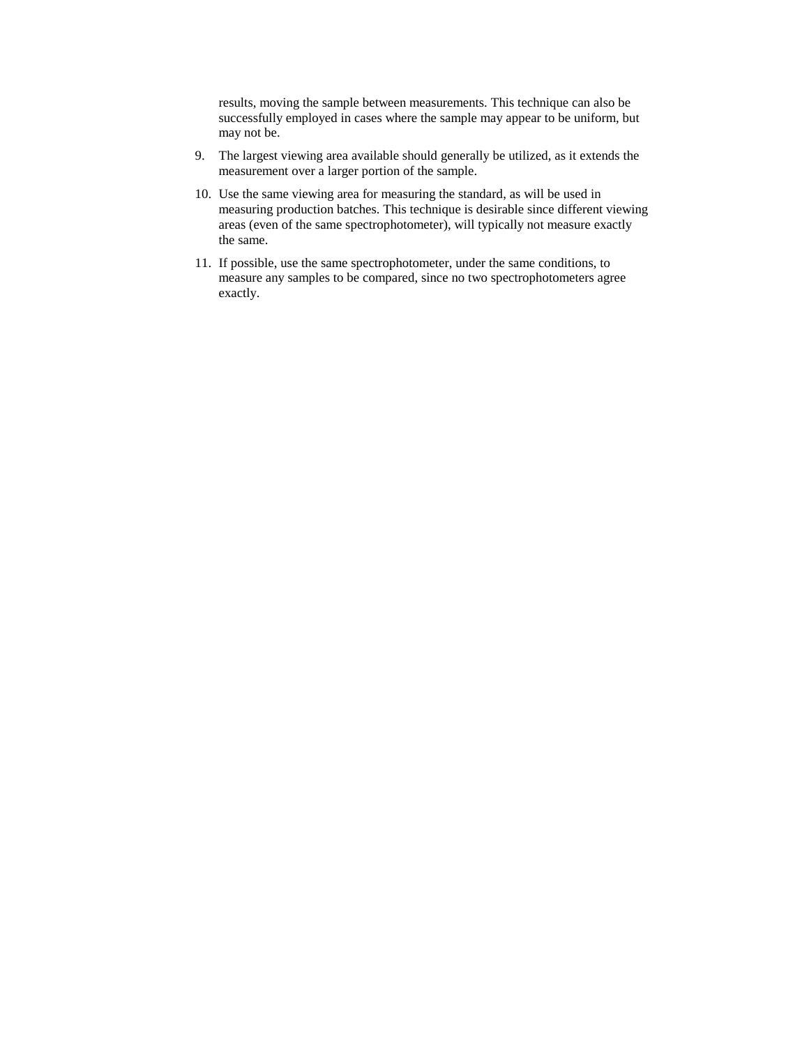results, moving the sample between measurements. This technique can also be successfully employed in cases where the sample may appear to be uniform, but may not be.

9. The largest viewing area available should generally be utilized, as it extends the measurement over a larger portion of the sample.

10. Use the same viewing area for measuring the standard, as will be used in measuring production batches. This technique is desirable since different viewing areas (even of the same spectrophotometer), will typically not measure exactly the same.

11. If possible, use the same spectrophotometer, under the same conditions, to measure any samples to be compared, since no two spectrophotometers agree exactly.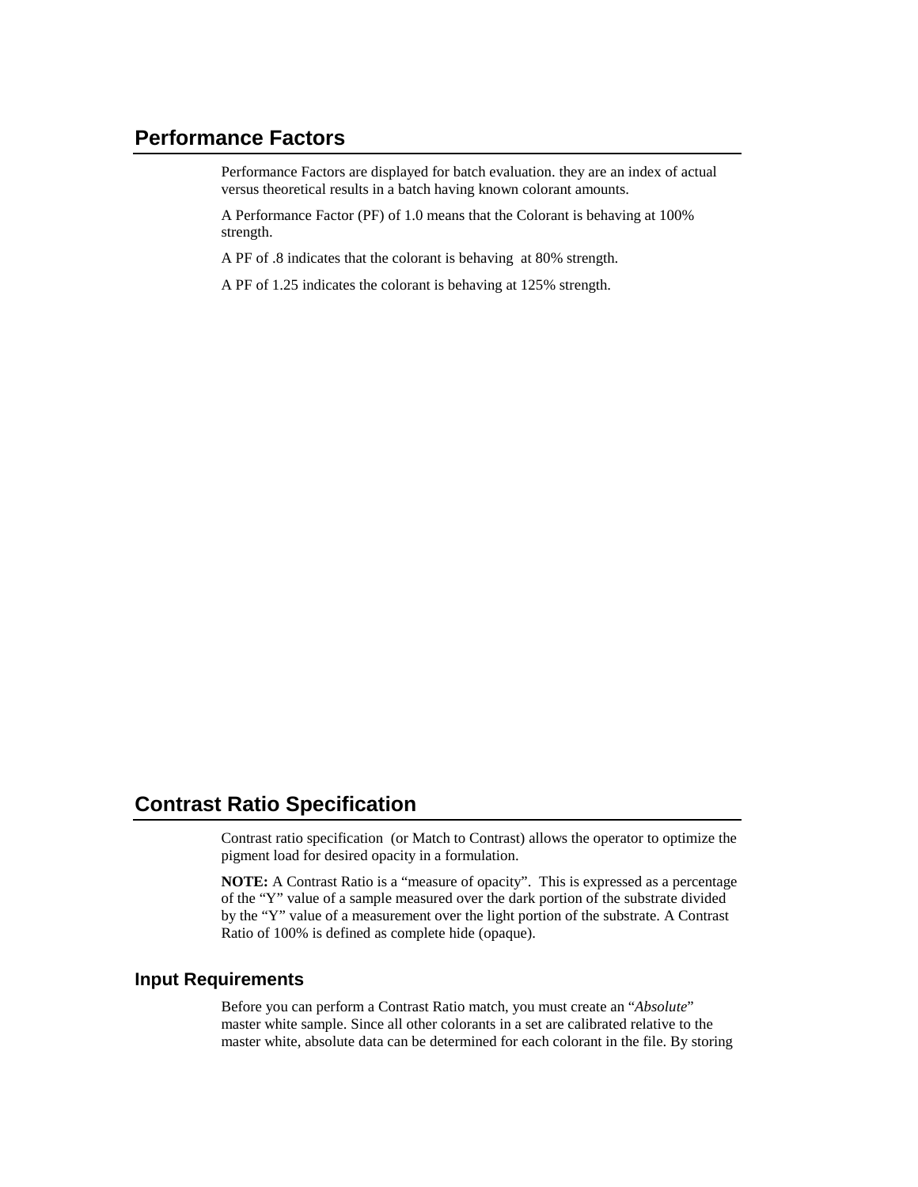## Performance Factors

Performance Factors are displayed for batch evaluation. they are an index of actual versus theoretical results in a batch having known colorant amounts.

A Performance Factor (PF) of 1.0 means that the Colorant is behaving at 100% strength.

A PF of .8 indicates that the colorant is behaving at 80% strength.

A PF of 1.25 indicates the colorant is behaving at 125% strength.

## Contrast Ratio Specification

Contrast ratio specification (or Match to Contrast) allows the operator to optimize the pigment load for desired opacity in a formulation.

**NOTE:** A Contrast Ratio is a "measure of opacity". This is expressed as a percentage of the "Y" value of a sample measured over the dark portion of the substrate divided by the "Y" value of a measurement over the light portion of the substrate. A Contrast Ratio of 100% is defined as complete hide (opaque).

### Input Requirements

Before you can perform a Contrast Ratio match, you must create an "*Absolute*" master white sample. Since all other colorants in a set are calibrated relative to the master white, absolute data can be determined for each colorant in the file. By storing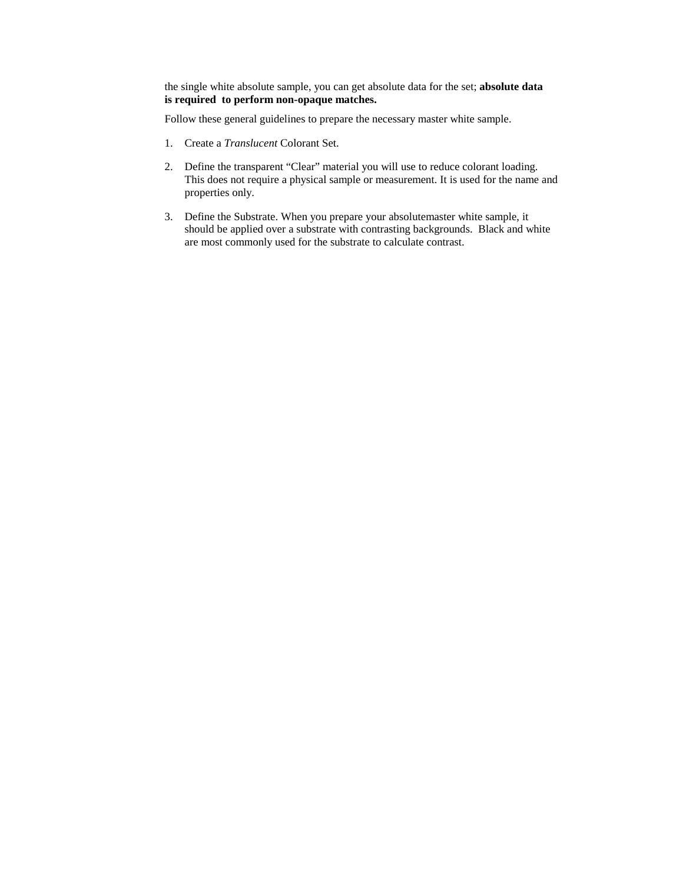the single white absolute sample, you can get absolute data for the set; **absolute data is required to perform non-opaque matches.**

Follow these general guidelines to prepare the necessary master white sample.

1. Create a *Translucent* Colorant Set.

2. Define the transparent “Clear” material you will use to reduce colorant loading. This does not require a physical sample or measurement. It is used for the name and properties only.

3. Define the Substrate. When you prepare your absolutemaster white sample, it should be applied over a substrate with contrasting backgrounds. Black and white are most commonly used for the substrate to calculate contrast.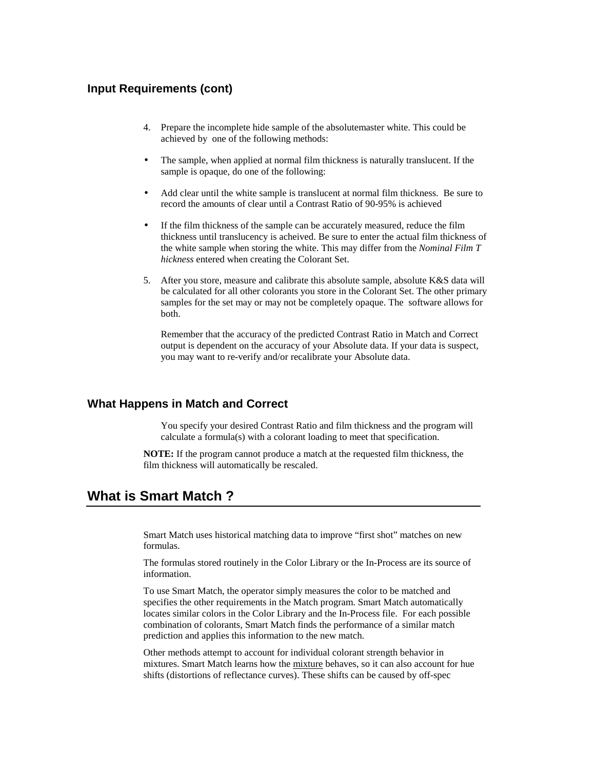### Input Requirements (cont)

4. Prepare the incomplete hide sample of the absolutemaster white. This could be achieved by one of the following methods:

- The sample, when applied at normal film thickness is naturally translucent. If the sample is opaque, do one of the following:
- Add clear until the white sample is translucent at normal film thickness. Be sure to record the amounts of clear until a Contrast Ratio of 90-95% is achieved
- If the film thickness of the sample can be accurately measured, reduce the film thickness until translucency is acheived. Be sure to enter the actual film thickness of the white sample when storing the white. This may differ from the *Nominal Film T hickness* entered when creating the Colorant Set.

5. After you store, measure and calibrate this absolute sample, absolute K&S data will be calculated for all other colorants you store in the Colorant Set. The other primary samples for the set may or may not be completely opaque. The software allows for both.

   Remember that the accuracy of the predicted Contrast Ratio in Match and Correct output is dependent on the accuracy of your Absolute data. If your data is suspect, you may want to re-verify and/or recalibrate your Absolute data.

### What Happens in Match and Correct

You specify your desired Contrast Ratio and film thickness and the program will calculate a formula(s) with a colorant loading to meet that specification.

**NOTE:** If the program cannot produce a match at the requested film thickness, the film thickness will automatically be rescaled.

## What is Smart Match ?

Smart Match uses historical matching data to improve "first shot" matches on new formulas.

The formulas stored routinely in the Color Library or the In-Process are its source of information.

To use Smart Match, the operator simply measures the color to be matched and specifies the other requirements in the Match program. Smart Match automatically locates similar colors in the Color Library and the In-Process file. For each possible combination of colorants, Smart Match finds the performance of a similar match prediction and applies this information to the new match.

Other methods attempt to account for individual colorant strength behavior in mixtures. Smart Match learns how the <u>mixture</u> behaves, so it can also account for hue shifts (distortions of reflectance curves). These shifts can be caused by off-spec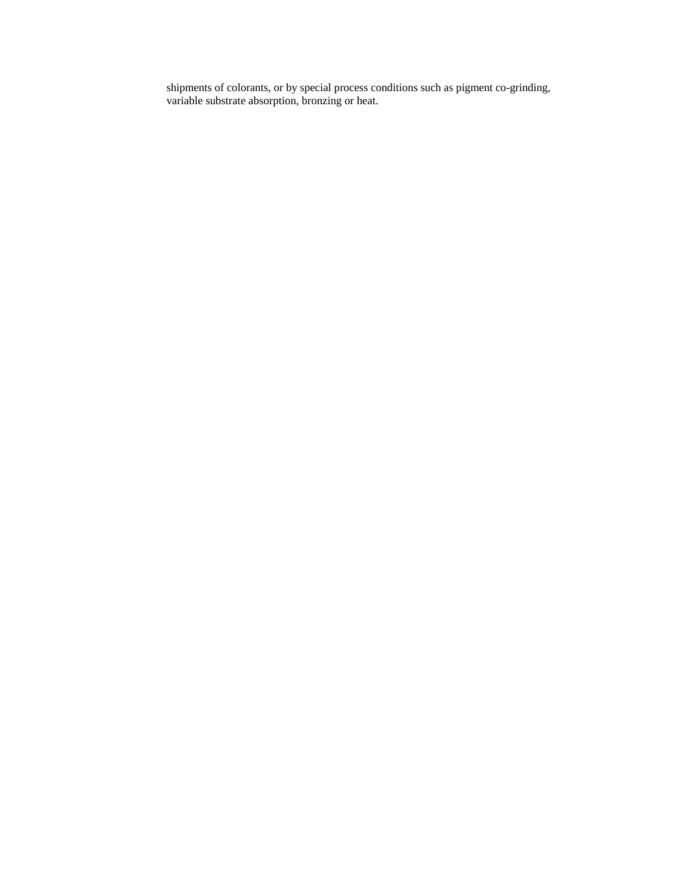shipments of colorants, or by special process conditions such as pigment co-grinding, variable substrate absorption, bronzing or heat.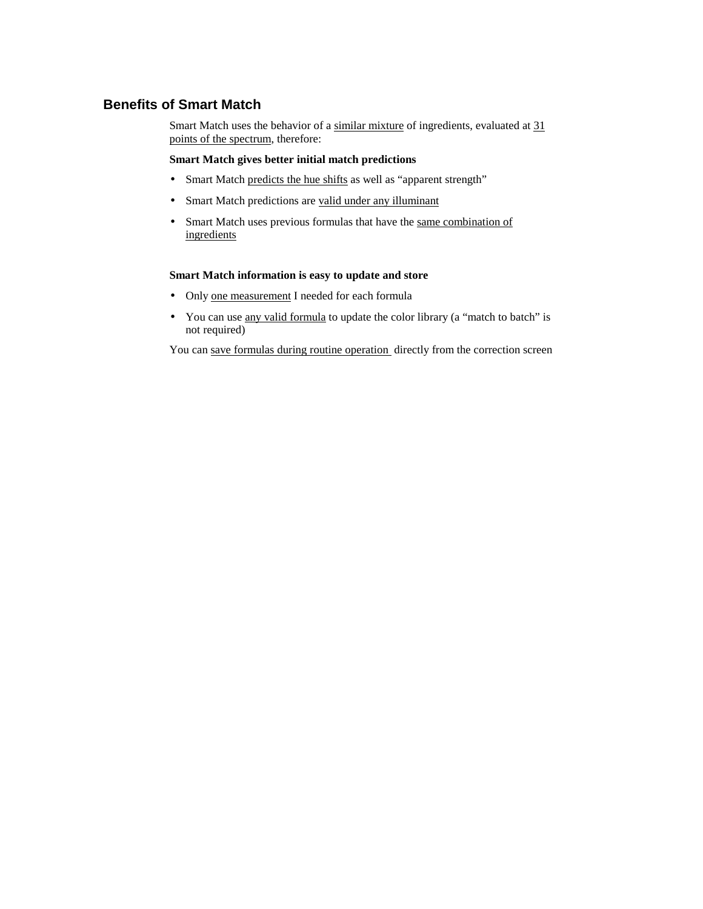## Benefits of Smart Match

Smart Match uses the behavior of a similar mixture of ingredients, evaluated at 31 points of the spectrum, therefore:

**Smart Match gives better initial match predictions**

- Smart Match predicts the hue shifts as well as "apparent strength"
- Smart Match predictions are valid under any illuminant
- Smart Match uses previous formulas that have the same combination of ingredients

**Smart Match information is easy to update and store**

- Only one measurement I needed for each formula
- You can use any valid formula to update the color library (a "match to batch" is not required)

You can save formulas during routine operation directly from the correction screen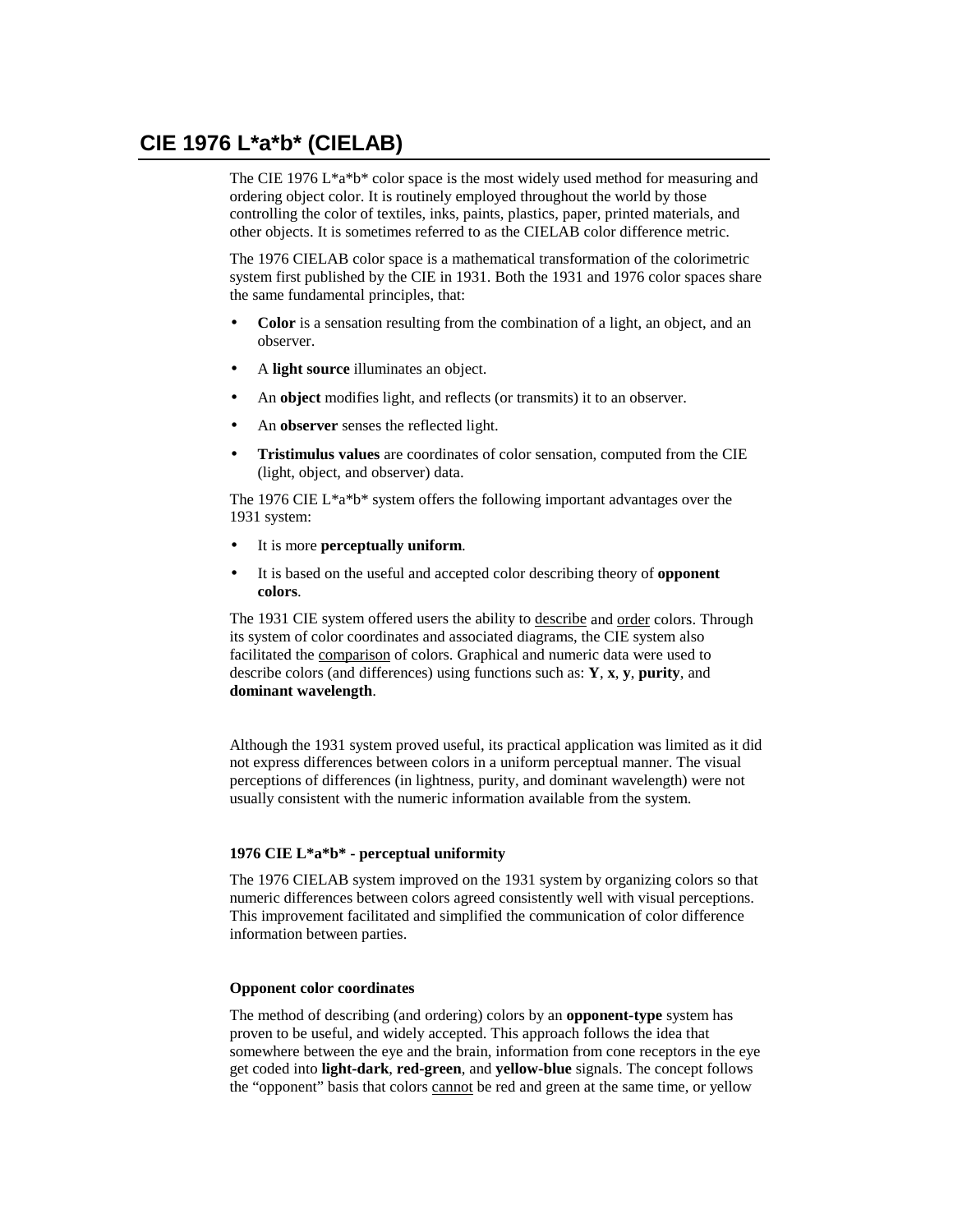## CIE 1976 L*a*b* (CIELAB)

The CIE 1976 L*a*b* color space is the most widely used method for measuring and ordering object color. It is routinely employed throughout the world by those controlling the color of textiles, inks, paints, plastics, paper, printed materials, and other objects. It is sometimes referred to as the CIELAB color difference metric.

The 1976 CIELAB color space is a mathematical transformation of the colorimetric system first published by the CIE in 1931. Both the 1931 and 1976 color spaces share the same fundamental principles, that:

- **Color** is a sensation resulting from the combination of a light, an object, and an observer.
- A **light source** illuminates an object.
- An **object** modifies light, and reflects (or transmits) it to an observer.
- An **observer** senses the reflected light.
- **Tristimulus values** are coordinates of color sensation, computed from the CIE (light, object, and observer) data.

The 1976 CIE L*a*b* system offers the following important advantages over the 1931 system:

- It is more **perceptually uniform**.
- It is based on the useful and accepted color describing theory of **opponent colors**.

The 1931 CIE system offered users the ability to <u>describe</u> and <u>order</u> colors. Through its system of color coordinates and associated diagrams, the CIE system also facilitated the <u>comparison</u> of colors. Graphical and numeric data were used to describe colors (and differences) using functions such as: **Y**, **x**, **y**, **purity**, and **dominant wavelength**.

Although the 1931 system proved useful, its practical application was limited as it did not express differences between colors in a uniform perceptual manner. The visual perceptions of differences (in lightness, purity, and dominant wavelength) were not usually consistent with the numeric information available from the system.

#### 1976 CIE L*a*b* - perceptual uniformity

The 1976 CIELAB system improved on the 1931 system by organizing colors so that numeric differences between colors agreed consistently well with visual perceptions. This improvement facilitated and simplified the communication of color difference information between parties.

#### Opponent color coordinates

The method of describing (and ordering) colors by an **opponent-type** system has proven to be useful, and widely accepted. This approach follows the idea that somewhere between the eye and the brain, information from cone receptors in the eye get coded into **light-dark**, **red-green**, and **yellow-blue** signals. The concept follows the "opponent" basis that colors <u>cannot</u> be red and green at the same time, or yellow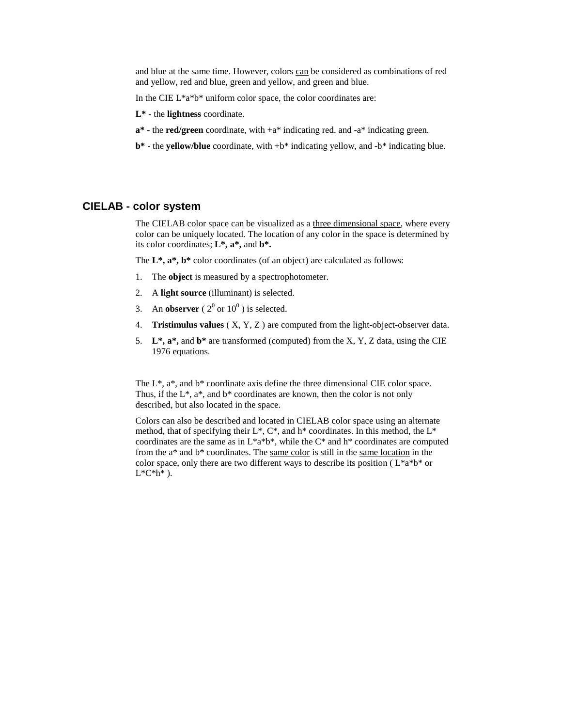and blue at the same time. However, colors can be considered as combinations of red and yellow, red and blue, green and yellow, and green and blue.

In the CIE L*a*b* uniform color space, the color coordinates are:

**L*** - the **lightness** coordinate.

**a*** - the **red/green** coordinate, with +a* indicating red, and -a* indicating green.

**b*** - the **yellow/blue** coordinate, with +b* indicating yellow, and -b* indicating blue.

## CIELAB - color system

The CIELAB color space can be visualized as a three dimensional space, where every color can be uniquely located. The location of any color in the space is determined by its color coordinates; **L*, a*,** and **b*.**

The **L*, a*, b*** color coordinates (of an object) are calculated as follows:

1. The **object** is measured by a spectrophotometer.
2. A **light source** (illuminant) is selected.
3. An **observer** ( $2^0$ or $10^0$ ) is selected.
4. **Tristimulus values** ( X, Y, Z ) are computed from the light-object-observer data.
5. **L*, a*,** and **b*** are transformed (computed) from the X, Y, Z data, using the CIE 1976 equations.

The L*, a*, and b* coordinate axis define the three dimensional CIE color space. Thus, if the L*, a*, and b* coordinates are known, then the color is not only described, but also located in the space.

Colors can also be described and located in CIELAB color space using an alternate method, that of specifying their L*, C*, and h* coordinates. In this method, the L* coordinates are the same as in L*a*b*, while the C* and h* coordinates are computed from the a* and b* coordinates. The same color is still in the same location in the color space, only there are two different ways to describe its position ( L*a*b* or L*C*h* ).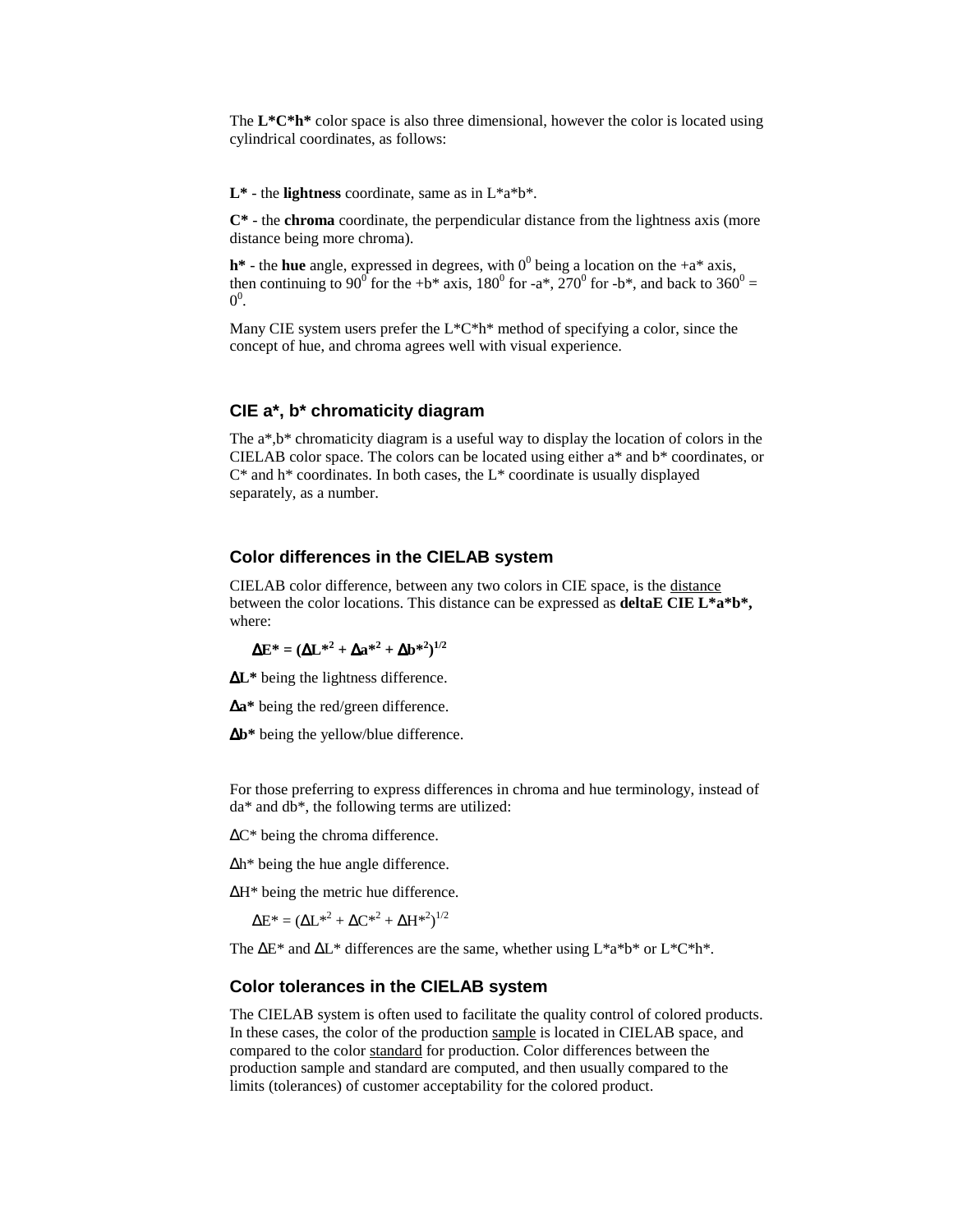The **L*C*h*** color space is also three dimensional, however the color is located using cylindrical coordinates, as follows:

**L*** - the **lightness** coordinate, same as in L*a*b*.

**C*** - the **chroma** coordinate, the perpendicular distance from the lightness axis (more distance being more chroma).

**h*** - the **hue** angle, expressed in degrees, with $0^0$ being a location on the +a* axis, then continuing to $90^0$ for the +b* axis, $180^0$ for -a*, $270^0$ for -b*, and back to $360^0$ = $0^0$.

Many CIE system users prefer the L*C*h* method of specifying a color, since the concept of hue, and chroma agrees well with visual experience.

### CIE a*, b* chromaticity diagram

The a*,b* chromaticity diagram is a useful way to display the location of colors in the CIELAB color space. The colors can be located using either a* and b* coordinates, or C* and h* coordinates. In both cases, the L* coordinate is usually displayed separately, as a number.

### Color differences in the CIELAB system

CIELAB color difference, between any two colors in CIE space, is the distance between the color locations. This distance can be expressed as **deltaE CIE L*a*b*,** where:

$$\Delta E^* = (\Delta L^{*2} + \Delta a^{*2} + \Delta b^{*2})^{1/2}$$

**ΔL*** being the lightness difference.

**Δa*** being the red/green difference.

**Δb*** being the yellow/blue difference.

For those preferring to express differences in chroma and hue terminology, instead of da* and db*, the following terms are utilized:

ΔC* being the chroma difference.

Δh* being the hue angle difference.

ΔH* being the metric hue difference.

$$\Delta E^* = (\Delta L^{*2} + \Delta C^{*2} + \Delta H^{*2})^{1/2}$$

The ΔE* and ΔL* differences are the same, whether using L*a*b* or L*C*h*.

### Color tolerances in the CIELAB system

The CIELAB system is often used to facilitate the quality control of colored products. In these cases, the color of the production sample is located in CIELAB space, and compared to the color standard for production. Color differences between the production sample and standard are computed, and then usually compared to the limits (tolerances) of customer acceptability for the colored product.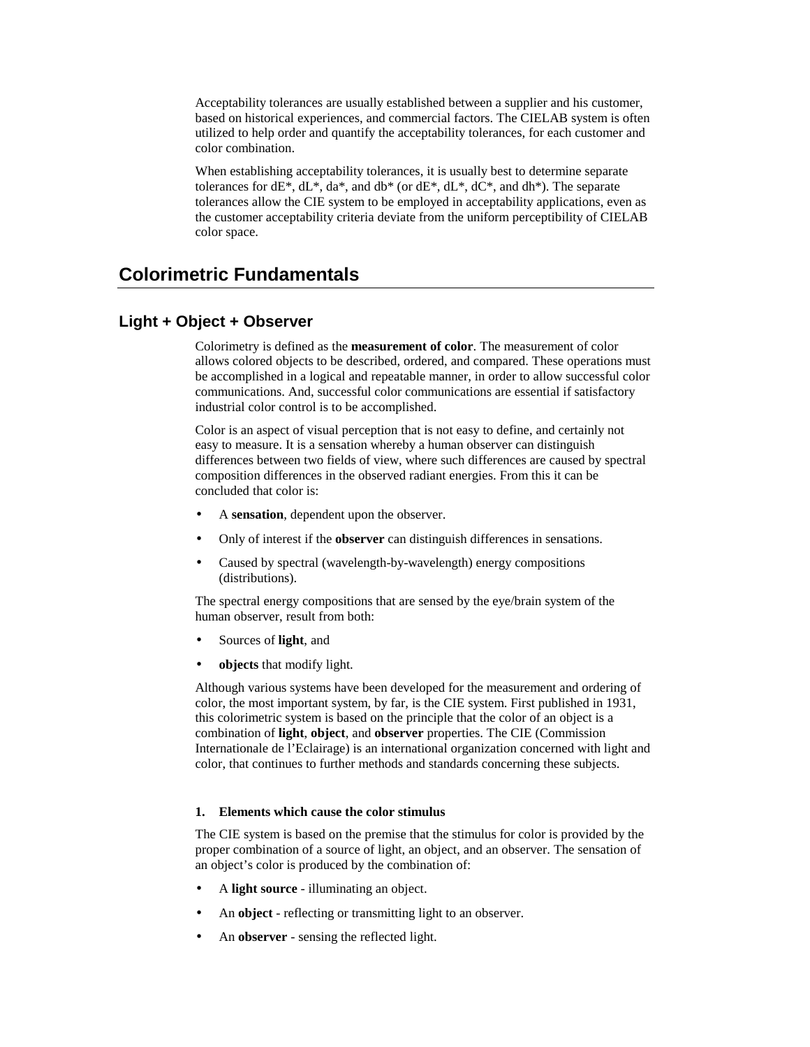Acceptability tolerances are usually established between a supplier and his customer, based on historical experiences, and commercial factors. The CIELAB system is often utilized to help order and quantify the acceptability tolerances, for each customer and color combination.

When establishing acceptability tolerances, it is usually best to determine separate tolerances for dE*, dL*, da*, and db* (or dE*, dL*, dC*, and dh*). The separate tolerances allow the CIE system to be employed in acceptability applications, even as the customer acceptability criteria deviate from the uniform perceptibility of CIELAB color space.

# Colorimetric Fundamentals

## Light + Object + Observer

Colorimetry is defined as the **measurement of color**. The measurement of color allows colored objects to be described, ordered, and compared. These operations must be accomplished in a logical and repeatable manner, in order to allow successful color communications. And, successful color communications are essential if satisfactory industrial color control is to be accomplished.

Color is an aspect of visual perception that is not easy to define, and certainly not easy to measure. It is a sensation whereby a human observer can distinguish differences between two fields of view, where such differences are caused by spectral composition differences in the observed radiant energies. From this it can be concluded that color is:

- A **sensation**, dependent upon the observer.
- Only of interest if the **observer** can distinguish differences in sensations.
- Caused by spectral (wavelength-by-wavelength) energy compositions (distributions).

The spectral energy compositions that are sensed by the eye/brain system of the human observer, result from both:

- Sources of **light**, and
- **objects** that modify light.

Although various systems have been developed for the measurement and ordering of color, the most important system, by far, is the CIE system. First published in 1931, this colorimetric system is based on the principle that the color of an object is a combination of **light**, **object**, and **observer** properties. The CIE (Commission Internationale de l'Eclairage) is an international organization concerned with light and color, that continues to further methods and standards concerning these subjects.

**1. Elements which cause the color stimulus**

The CIE system is based on the premise that the stimulus for color is provided by the proper combination of a source of light, an object, and an observer. The sensation of an object's color is produced by the combination of:

- A **light source** - illuminating an object.
- An **object** - reflecting or transmitting light to an observer.
- An **observer** - sensing the reflected light.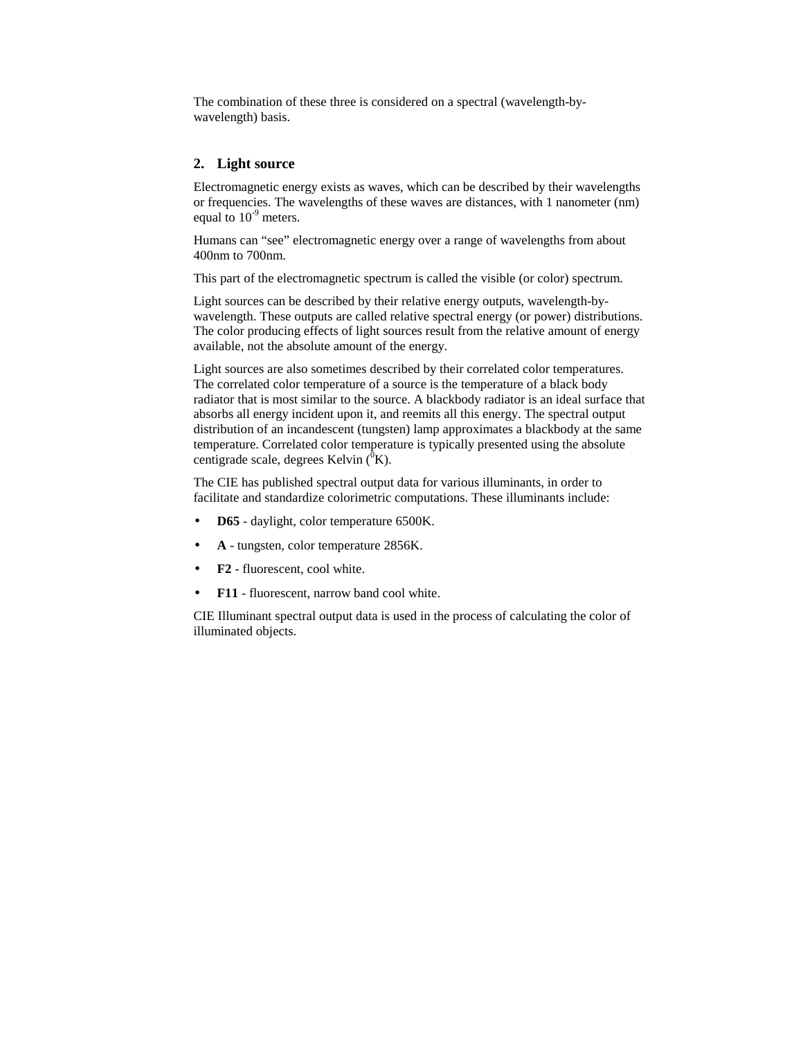The combination of these three is considered on a spectral (wavelength-by-wavelength) basis.

## 2. Light source

Electromagnetic energy exists as waves, which can be described by their wavelengths or frequencies. The wavelengths of these waves are distances, with 1 nanometer (nm) equal to $10^{-9}$ meters.

Humans can "see" electromagnetic energy over a range of wavelengths from about 400nm to 700nm.

This part of the electromagnetic spectrum is called the visible (or color) spectrum.

Light sources can be described by their relative energy outputs, wavelength-by-wavelength. These outputs are called relative spectral energy (or power) distributions. The color producing effects of light sources result from the relative amount of energy available, not the absolute amount of the energy.

Light sources are also sometimes described by their correlated color temperatures. The correlated color temperature of a source is the temperature of a black body radiator that is most similar to the source. A blackbody radiator is an ideal surface that absorbs all energy incident upon it, and reemits all this energy. The spectral output distribution of an incandescent (tungsten) lamp approximates a blackbody at the same temperature. Correlated color temperature is typically presented using the absolute centigrade scale, degrees Kelvin ($^0$K).

The CIE has published spectral output data for various illuminants, in order to facilitate and standardize colorimetric computations. These illuminants include:

- **D65** - daylight, color temperature 6500K.
- **A** - tungsten, color temperature 2856K.
- **F2** - fluorescent, cool white.
- **F11** - fluorescent, narrow band cool white.

CIE Illuminant spectral output data is used in the process of calculating the color of illuminated objects.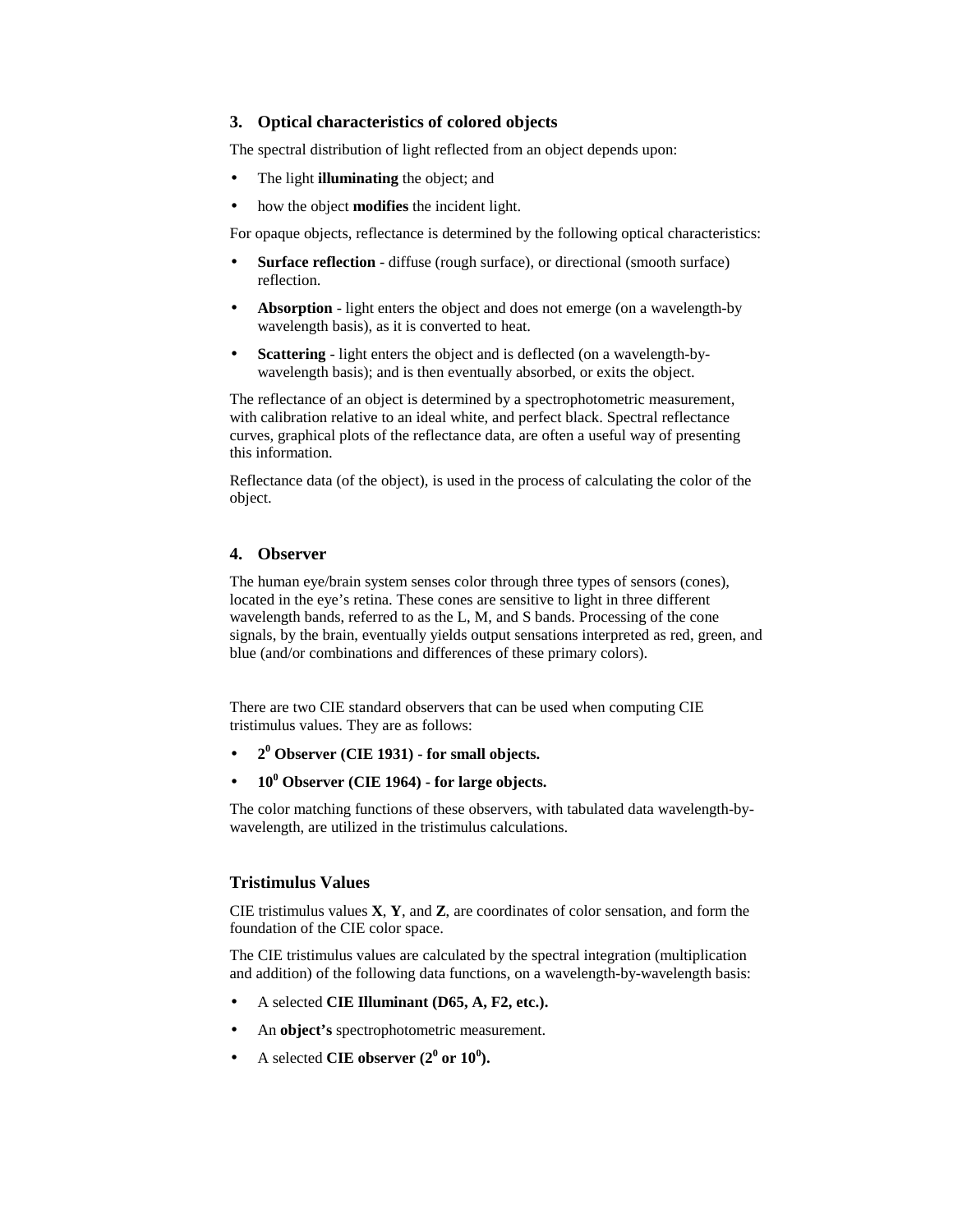## 3. Optical characteristics of colored objects

The spectral distribution of light reflected from an object depends upon:

- The light **illuminating** the object; and
- how the object **modifies** the incident light.

For opaque objects, reflectance is determined by the following optical characteristics:

- **Surface reflection** - diffuse (rough surface), or directional (smooth surface) reflection.
- **Absorption** - light enters the object and does not emerge (on a wavelength-by wavelength basis), as it is converted to heat.
- **Scattering** - light enters the object and is deflected (on a wavelength-by-wavelength basis); and is then eventually absorbed, or exits the object.

The reflectance of an object is determined by a spectrophotometric measurement, with calibration relative to an ideal white, and perfect black. Spectral reflectance curves, graphical plots of the reflectance data, are often a useful way of presenting this information.

Reflectance data (of the object), is used in the process of calculating the color of the object.

## 4. Observer

The human eye/brain system senses color through three types of sensors (cones), located in the eye's retina. These cones are sensitive to light in three different wavelength bands, referred to as the L, M, and S bands. Processing of the cone signals, by the brain, eventually yields output sensations interpreted as red, green, and blue (and/or combinations and differences of these primary colors).

There are two CIE standard observers that can be used when computing CIE tristimulus values. They are as follows:

- **$2^0$ Observer (CIE 1931) - for small objects.**
- **$10^0$ Observer (CIE 1964) - for large objects.**

The color matching functions of these observers, with tabulated data wavelength-by-wavelength, are utilized in the tristimulus calculations.

### Tristimulus Values

CIE tristimulus values **X**, **Y**, and **Z**, are coordinates of color sensation, and form the foundation of the CIE color space.

The CIE tristimulus values are calculated by the spectral integration (multiplication and addition) of the following data functions, on a wavelength-by-wavelength basis:

- A selected **CIE Illuminant (D65, A, F2, etc.).**
- An **object's** spectrophotometric measurement.
- A selected **CIE observer ($2^0$ or $10^0$).**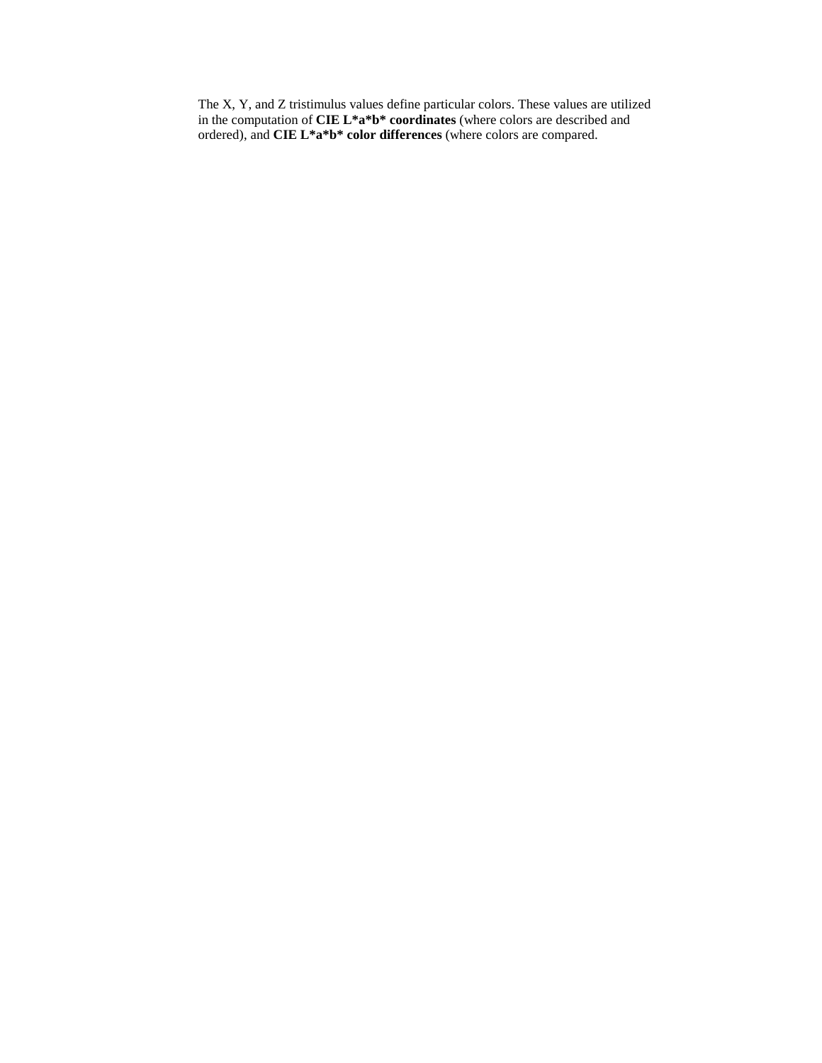The X, Y, and Z tristimulus values define particular colors. These values are utilized in the computation of **CIE L*a*b* coordinates** (where colors are described and ordered), and **CIE L*a*b* color differences** (where colors are compared.